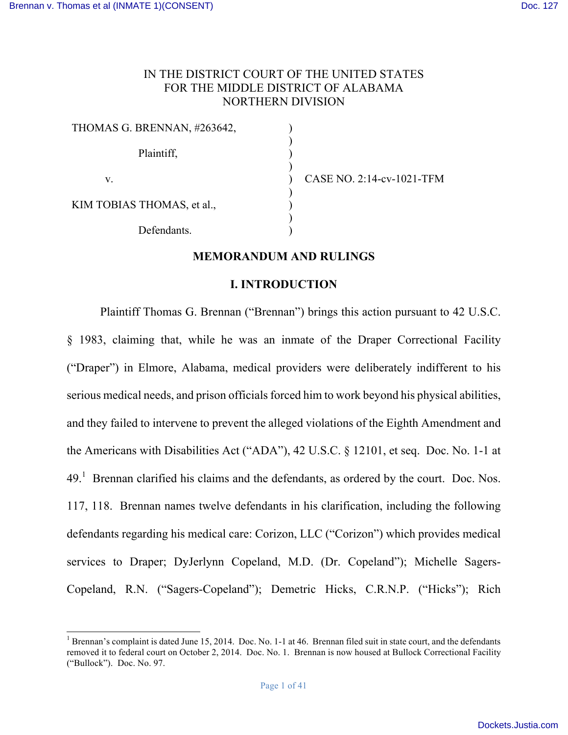IN THE DISTRICT COURT OF THE UNITED STATES
FOR THE MIDDLE DISTRICT OF ALABAMA
NORTHERN DIVISION

| | | |
|---|---|---|
| THOMAS G. BRENNAN, #263642, | ) | |
| Plaintiff, | ) | |
| v. | ) | CASE NO. 2:14-cv-1021-TFM |
| KIM TOBIAS THOMAS, et al., | ) | |
| Defendants. | ) | |

## MEMORANDUM AND RULINGS

## I. INTRODUCTION

Plaintiff Thomas G. Brennan ("Brennan") brings this action pursuant to 42 U.S.C. § 1983, claiming that, while he was an inmate of the Draper Correctional Facility ("Draper") in Elmore, Alabama, medical providers were deliberately indifferent to his serious medical needs, and prison officials forced him to work beyond his physical abilities, and they failed to intervene to prevent the alleged violations of the Eighth Amendment and the Americans with Disabilities Act ("ADA"), 42 U.S.C. § 12101, et seq. Doc. No. 1-1 at 49.[1] Brennan clarified his claims and the defendants, as ordered by the court. Doc. Nos. 117, 118. Brennan names twelve defendants in his clarification, including the following defendants regarding his medical care: Corizon, LLC ("Corizon") which provides medical services to Draper; DyJerlynn Copeland, M.D. (Dr. Copeland"); Michelle Sagers-Copeland, R.N. ("Sagers-Copeland"); Demetric Hicks, C.R.N.P. ("Hicks"); Rich

[1] Brennan's complaint is dated June 15, 2014. Doc. No. 1-1 at 46. Brennan filed suit in state court, and the defendants removed it to federal court on October 2, 2014. Doc. No. 1. Brennan is now housed at Bullock Correctional Facility ("Bullock"). Doc. No. 97.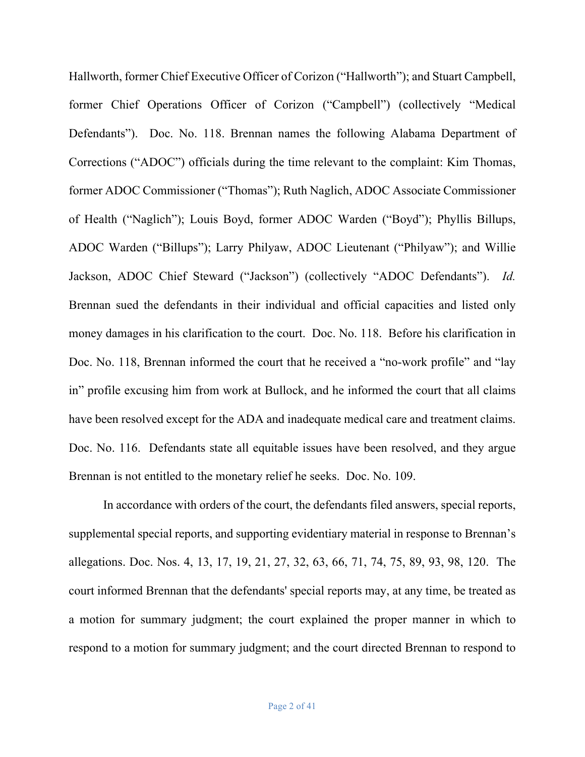Hallworth, former Chief Executive Officer of Corizon ("Hallworth"); and Stuart Campbell, former Chief Operations Officer of Corizon ("Campbell") (collectively "Medical Defendants"). Doc. No. 118. Brennan names the following Alabama Department of Corrections ("ADOC") officials during the time relevant to the complaint: Kim Thomas, former ADOC Commissioner ("Thomas"); Ruth Naglich, ADOC Associate Commissioner of Health ("Naglich"); Louis Boyd, former ADOC Warden ("Boyd"); Phyllis Billups, ADOC Warden ("Billups"); Larry Philyaw, ADOC Lieutenant ("Philyaw"); and Willie Jackson, ADOC Chief Steward ("Jackson") (collectively "ADOC Defendants"). *Id.* Brennan sued the defendants in their individual and official capacities and listed only money damages in his clarification to the court. Doc. No. 118. Before his clarification in Doc. No. 118, Brennan informed the court that he received a "no-work profile" and "lay in" profile excusing him from work at Bullock, and he informed the court that all claims have been resolved except for the ADA and inadequate medical care and treatment claims. Doc. No. 116. Defendants state all equitable issues have been resolved, and they argue Brennan is not entitled to the monetary relief he seeks. Doc. No. 109.

In accordance with orders of the court, the defendants filed answers, special reports, supplemental special reports, and supporting evidentiary material in response to Brennan's allegations. Doc. Nos. 4, 13, 17, 19, 21, 27, 32, 63, 66, 71, 74, 75, 89, 93, 98, 120. The court informed Brennan that the defendants' special reports may, at any time, be treated as a motion for summary judgment; the court explained the proper manner in which to respond to a motion for summary judgment; and the court directed Brennan to respond to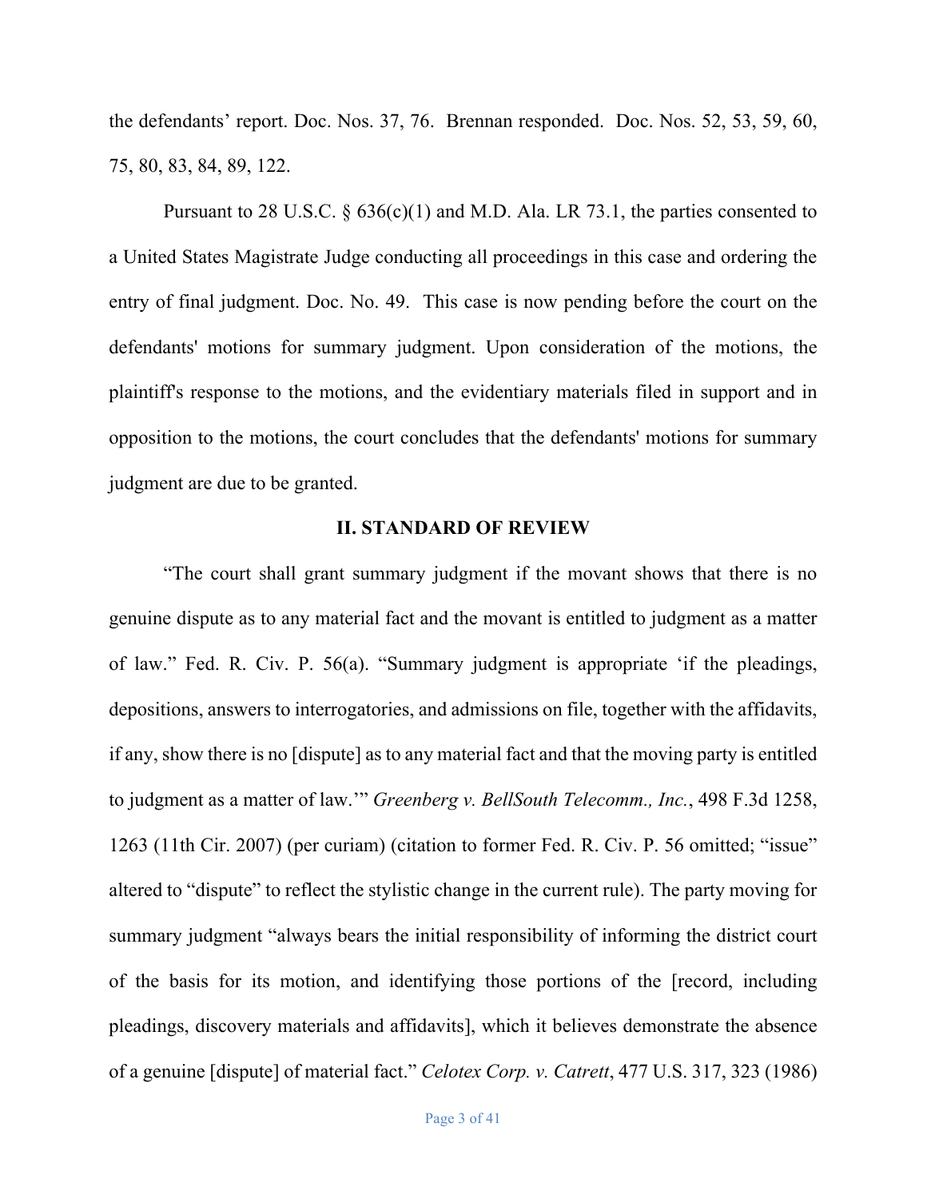the defendants' report. Doc. Nos. 37, 76. Brennan responded. Doc. Nos. 52, 53, 59, 60, 75, 80, 83, 84, 89, 122.

Pursuant to 28 U.S.C. § 636(c)(1) and M.D. Ala. LR 73.1, the parties consented to a United States Magistrate Judge conducting all proceedings in this case and ordering the entry of final judgment. Doc. No. 49. This case is now pending before the court on the defendants' motions for summary judgment. Upon consideration of the motions, the plaintiff's response to the motions, and the evidentiary materials filed in support and in opposition to the motions, the court concludes that the defendants' motions for summary judgment are due to be granted.

## II. STANDARD OF REVIEW

"The court shall grant summary judgment if the movant shows that there is no genuine dispute as to any material fact and the movant is entitled to judgment as a matter of law." Fed. R. Civ. P. 56(a). "Summary judgment is appropriate 'if the pleadings, depositions, answers to interrogatories, and admissions on file, together with the affidavits, if any, show there is no [dispute] as to any material fact and that the moving party is entitled to judgment as a matter of law.'" *Greenberg v. BellSouth Telecomm., Inc.*, 498 F.3d 1258, 1263 (11th Cir. 2007) (per curiam) (citation to former Fed. R. Civ. P. 56 omitted; "issue" altered to "dispute" to reflect the stylistic change in the current rule). The party moving for summary judgment "always bears the initial responsibility of informing the district court of the basis for its motion, and identifying those portions of the [record, including pleadings, discovery materials and affidavits], which it believes demonstrate the absence of a genuine [dispute] of material fact." *Celotex Corp. v. Catrett*, 477 U.S. 317, 323 (1986)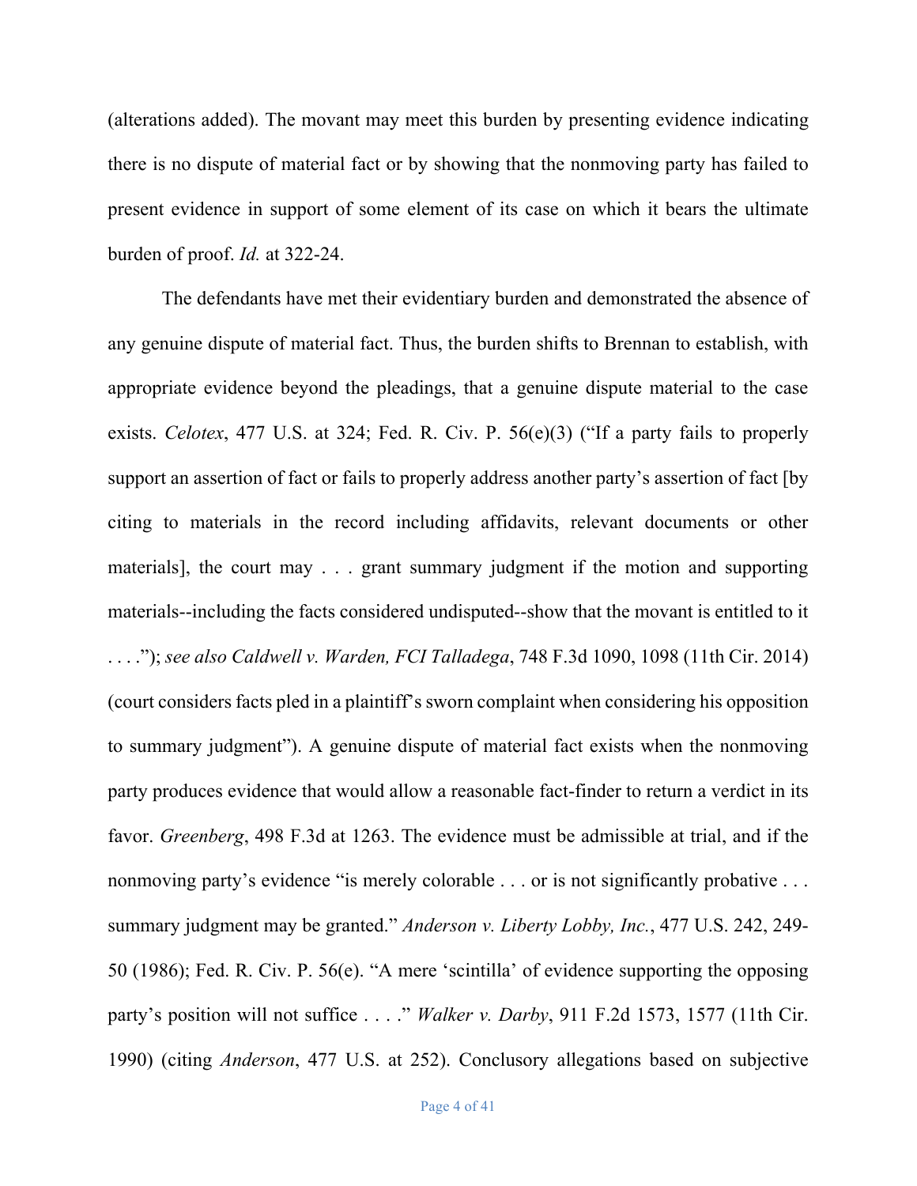(alterations added). The movant may meet this burden by presenting evidence indicating there is no dispute of material fact or by showing that the nonmoving party has failed to present evidence in support of some element of its case on which it bears the ultimate burden of proof. *Id.* at 322-24.

The defendants have met their evidentiary burden and demonstrated the absence of any genuine dispute of material fact. Thus, the burden shifts to Brennan to establish, with appropriate evidence beyond the pleadings, that a genuine dispute material to the case exists. *Celotex*, 477 U.S. at 324; Fed. R. Civ. P. 56(e)(3) ("If a party fails to properly support an assertion of fact or fails to properly address another party's assertion of fact [by citing to materials in the record including affidavits, relevant documents or other materials], the court may . . . grant summary judgment if the motion and supporting materials--including the facts considered undisputed--show that the movant is entitled to it . . . ."); *see also Caldwell v. Warden, FCI Talladega*, 748 F.3d 1090, 1098 (11th Cir. 2014) (court considers facts pled in a plaintiff's sworn complaint when considering his opposition to summary judgment"). A genuine dispute of material fact exists when the nonmoving party produces evidence that would allow a reasonable fact-finder to return a verdict in its favor. *Greenberg*, 498 F.3d at 1263. The evidence must be admissible at trial, and if the nonmoving party's evidence "is merely colorable . . . or is not significantly probative . . . summary judgment may be granted." *Anderson v. Liberty Lobby, Inc.*, 477 U.S. 242, 249-50 (1986); Fed. R. Civ. P. 56(e). "A mere 'scintilla' of evidence supporting the opposing party's position will not suffice . . . ." *Walker v. Darby*, 911 F.2d 1573, 1577 (11th Cir. 1990) (citing *Anderson*, 477 U.S. at 252). Conclusory allegations based on subjective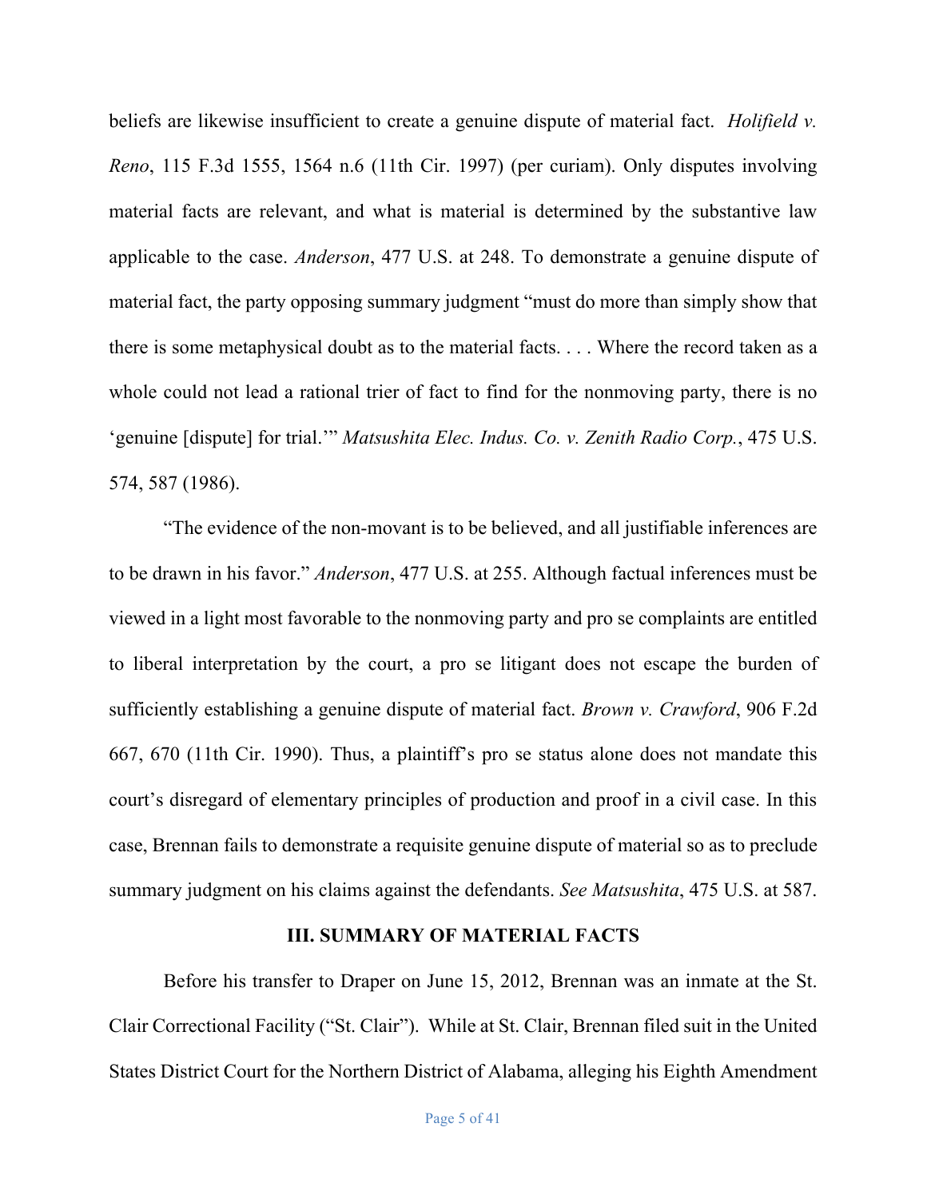beliefs are likewise insufficient to create a genuine dispute of material fact. *Holifield v. Reno*, 115 F.3d 1555, 1564 n.6 (11th Cir. 1997) (per curiam). Only disputes involving material facts are relevant, and what is material is determined by the substantive law applicable to the case. *Anderson*, 477 U.S. at 248. To demonstrate a genuine dispute of material fact, the party opposing summary judgment "must do more than simply show that there is some metaphysical doubt as to the material facts. . . . Where the record taken as a whole could not lead a rational trier of fact to find for the nonmoving party, there is no 'genuine [dispute] for trial.'" *Matsushita Elec. Indus. Co. v. Zenith Radio Corp.*, 475 U.S. 574, 587 (1986).

"The evidence of the non-movant is to be believed, and all justifiable inferences are to be drawn in his favor." *Anderson*, 477 U.S. at 255. Although factual inferences must be viewed in a light most favorable to the nonmoving party and pro se complaints are entitled to liberal interpretation by the court, a pro se litigant does not escape the burden of sufficiently establishing a genuine dispute of material fact. *Brown v. Crawford*, 906 F.2d 667, 670 (11th Cir. 1990). Thus, a plaintiff's pro se status alone does not mandate this court's disregard of elementary principles of production and proof in a civil case. In this case, Brennan fails to demonstrate a requisite genuine dispute of material so as to preclude summary judgment on his claims against the defendants. *See Matsushita*, 475 U.S. at 587.

## III. SUMMARY OF MATERIAL FACTS

Before his transfer to Draper on June 15, 2012, Brennan was an inmate at the St. Clair Correctional Facility ("St. Clair"). While at St. Clair, Brennan filed suit in the United States District Court for the Northern District of Alabama, alleging his Eighth Amendment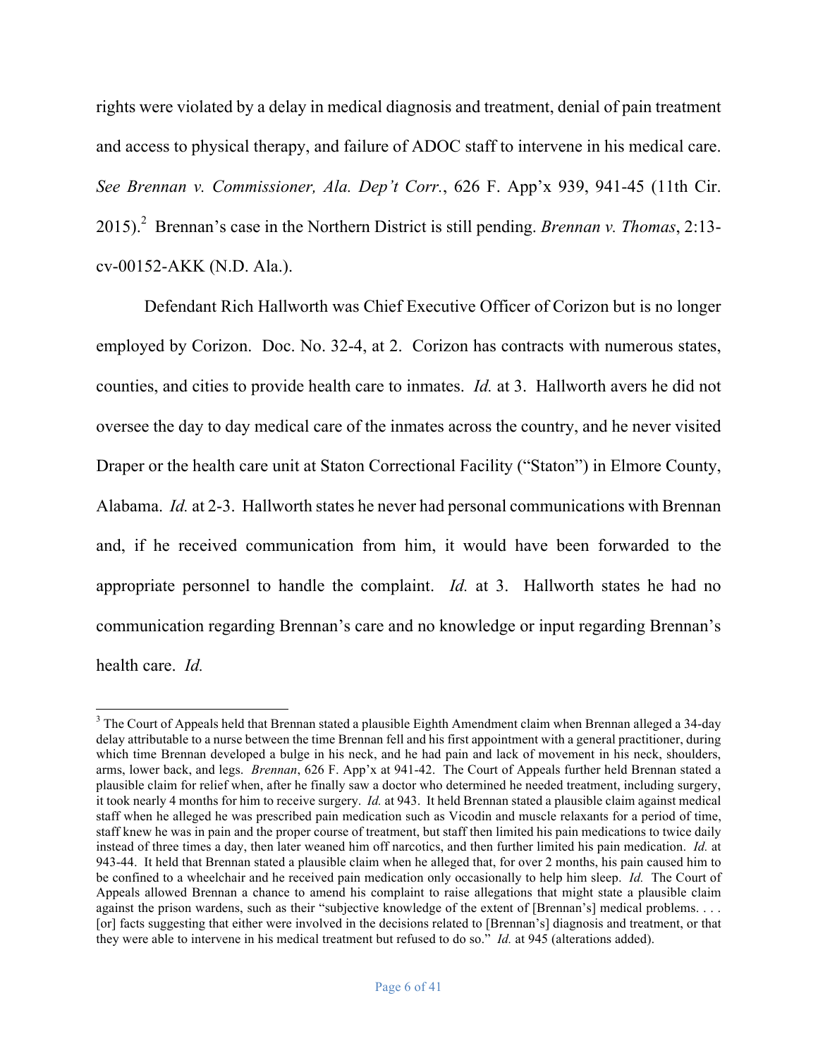rights were violated by a delay in medical diagnosis and treatment, denial of pain treatment and access to physical therapy, and failure of ADOC staff to intervene in his medical care. *See Brennan v. Commissioner, Ala. Dep't Corr.*, 626 F. App'x 939, 941-45 (11th Cir. 2015).[2] Brennan's case in the Northern District is still pending. *Brennan v. Thomas*, 2:13-cv-00152-AKK (N.D. Ala.).

Defendant Rich Hallworth was Chief Executive Officer of Corizon but is no longer employed by Corizon. Doc. No. 32-4, at 2. Corizon has contracts with numerous states, counties, and cities to provide health care to inmates. *Id.* at 3. Hallworth avers he did not oversee the day to day medical care of the inmates across the country, and he never visited Draper or the health care unit at Staton Correctional Facility ("Staton") in Elmore County, Alabama. *Id.* at 2-3. Hallworth states he never had personal communications with Brennan and, if he received communication from him, it would have been forwarded to the appropriate personnel to handle the complaint. *Id.* at 3. Hallworth states he had no communication regarding Brennan's care and no knowledge or input regarding Brennan's health care. *Id.*

---

[3] The Court of Appeals held that Brennan stated a plausible Eighth Amendment claim when Brennan alleged a 34-day delay attributable to a nurse between the time Brennan fell and his first appointment with a general practitioner, during which time Brennan developed a bulge in his neck, and he had pain and lack of movement in his neck, shoulders, arms, lower back, and legs. *Brennan*, 626 F. App'x at 941-42. The Court of Appeals further held Brennan stated a plausible claim for relief when, after he finally saw a doctor who determined he needed treatment, including surgery, it took nearly 4 months for him to receive surgery. *Id.* at 943. It held Brennan stated a plausible claim against medical staff when he alleged he was prescribed pain medication such as Vicodin and muscle relaxants for a period of time, staff knew he was in pain and the proper course of treatment, but staff then limited his pain medications to twice daily instead of three times a day, then later weaned him off narcotics, and then further limited his pain medication. *Id.* at 943-44. It held that Brennan stated a plausible claim when he alleged that, for over 2 months, his pain caused him to be confined to a wheelchair and he received pain medication only occasionally to help him sleep. *Id.* The Court of Appeals allowed Brennan a chance to amend his complaint to raise allegations that might state a plausible claim against the prison wardens, such as their "subjective knowledge of the extent of [Brennan's] medical problems. . . . [or] facts suggesting that either were involved in the decisions related to [Brennan's] diagnosis and treatment, or that they were able to intervene in his medical treatment but refused to do so." *Id.* at 945 (alterations added).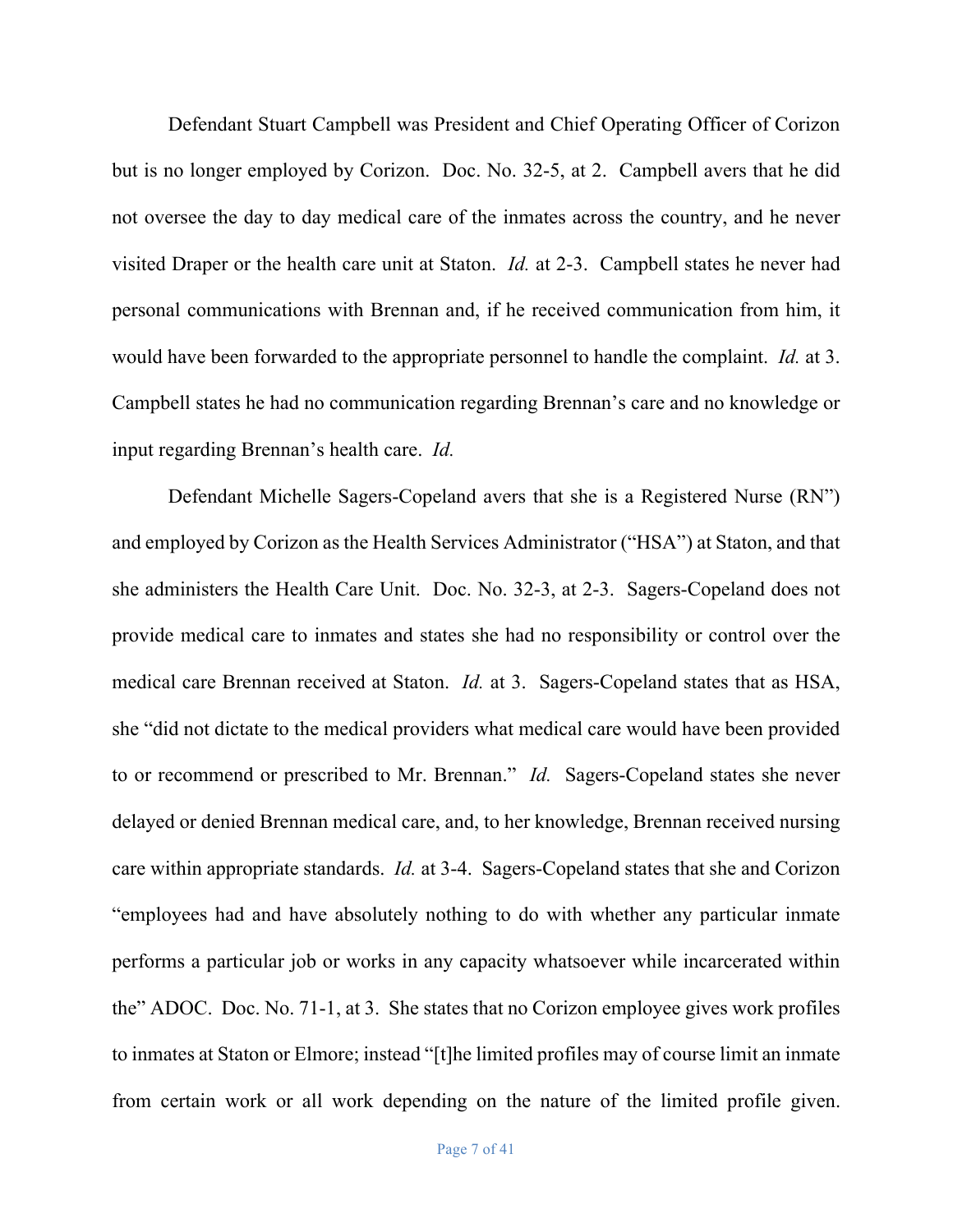Defendant Stuart Campbell was President and Chief Operating Officer of Corizon but is no longer employed by Corizon. Doc. No. 32-5, at 2. Campbell avers that he did not oversee the day to day medical care of the inmates across the country, and he never visited Draper or the health care unit at Staton. *Id.* at 2-3. Campbell states he never had personal communications with Brennan and, if he received communication from him, it would have been forwarded to the appropriate personnel to handle the complaint. *Id.* at 3. Campbell states he had no communication regarding Brennan's care and no knowledge or input regarding Brennan's health care. *Id.*

Defendant Michelle Sagers-Copeland avers that she is a Registered Nurse (RN") and employed by Corizon as the Health Services Administrator ("HSA") at Staton, and that she administers the Health Care Unit. Doc. No. 32-3, at 2-3. Sagers-Copeland does not provide medical care to inmates and states she had no responsibility or control over the medical care Brennan received at Staton. *Id.* at 3. Sagers-Copeland states that as HSA, she "did not dictate to the medical providers what medical care would have been provided to or recommend or prescribed to Mr. Brennan." *Id.* Sagers-Copeland states she never delayed or denied Brennan medical care, and, to her knowledge, Brennan received nursing care within appropriate standards. *Id.* at 3-4. Sagers-Copeland states that she and Corizon "employees had and have absolutely nothing to do with whether any particular inmate performs a particular job or works in any capacity whatsoever while incarcerated within the" ADOC. Doc. No. 71-1, at 3. She states that no Corizon employee gives work profiles to inmates at Staton or Elmore; instead "[t]he limited profiles may of course limit an inmate from certain work or all work depending on the nature of the limited profile given.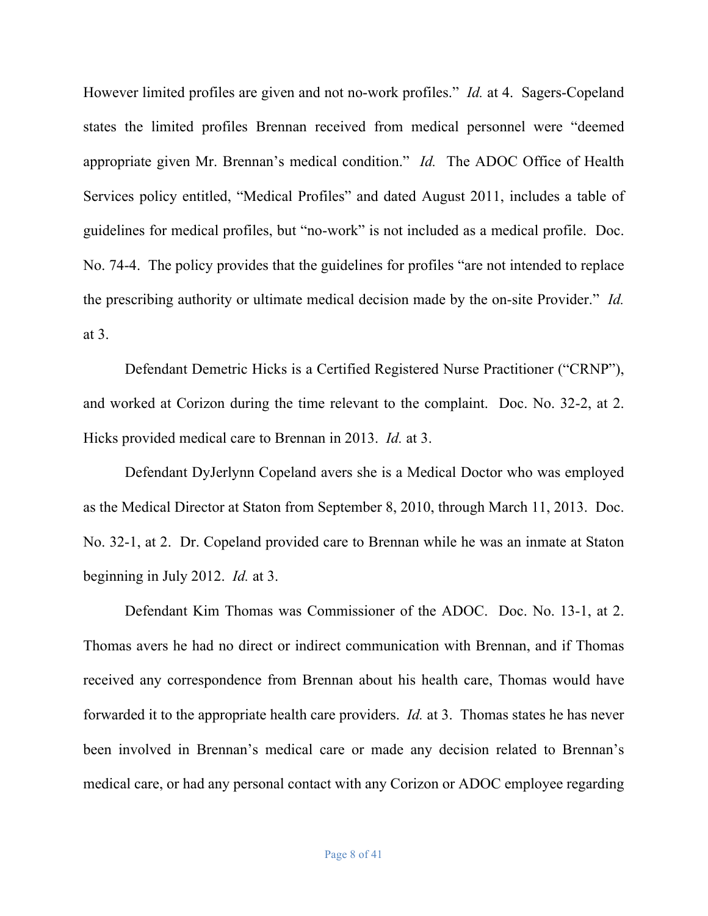However limited profiles are given and not no-work profiles." *Id.* at 4. Sagers-Copeland states the limited profiles Brennan received from medical personnel were "deemed appropriate given Mr. Brennan's medical condition." *Id.* The ADOC Office of Health Services policy entitled, "Medical Profiles" and dated August 2011, includes a table of guidelines for medical profiles, but "no-work" is not included as a medical profile. Doc. No. 74-4. The policy provides that the guidelines for profiles "are not intended to replace the prescribing authority or ultimate medical decision made by the on-site Provider." *Id.* at 3.

Defendant Demetric Hicks is a Certified Registered Nurse Practitioner ("CRNP"), and worked at Corizon during the time relevant to the complaint. Doc. No. 32-2, at 2. Hicks provided medical care to Brennan in 2013. *Id.* at 3.

Defendant DyJerlynn Copeland avers she is a Medical Doctor who was employed as the Medical Director at Staton from September 8, 2010, through March 11, 2013. Doc. No. 32-1, at 2. Dr. Copeland provided care to Brennan while he was an inmate at Staton beginning in July 2012. *Id.* at 3.

Defendant Kim Thomas was Commissioner of the ADOC. Doc. No. 13-1, at 2. Thomas avers he had no direct or indirect communication with Brennan, and if Thomas received any correspondence from Brennan about his health care, Thomas would have forwarded it to the appropriate health care providers. *Id.* at 3. Thomas states he has never been involved in Brennan's medical care or made any decision related to Brennan's medical care, or had any personal contact with any Corizon or ADOC employee regarding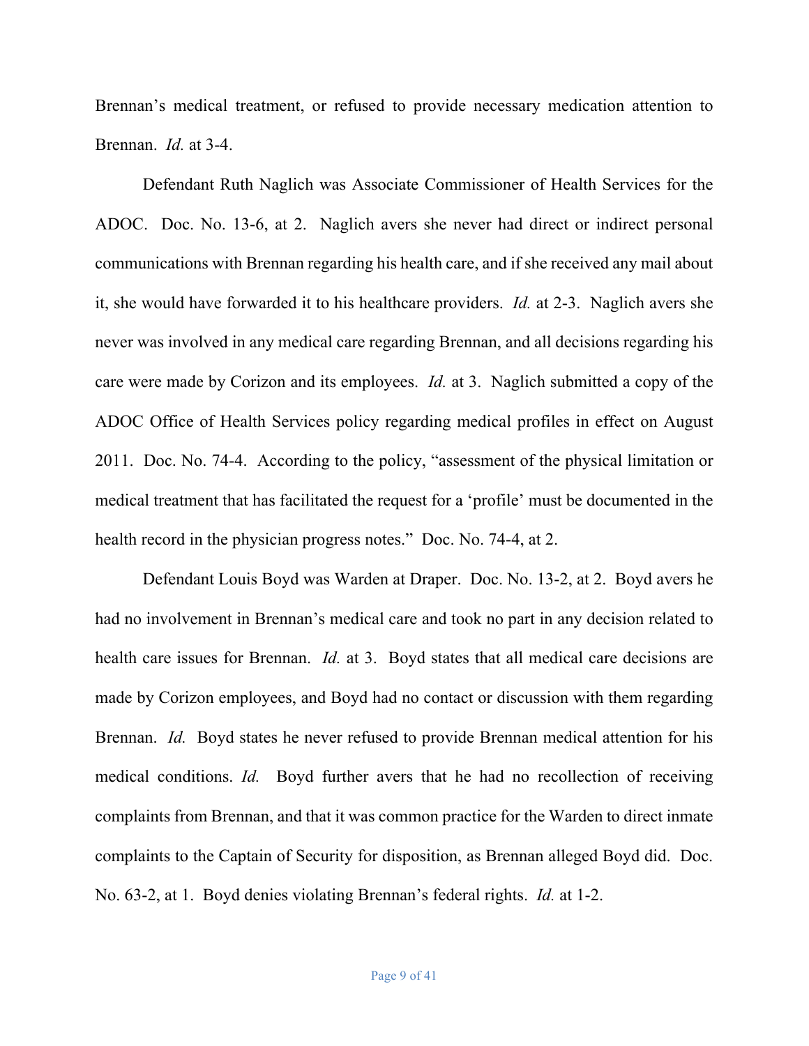Brennan's medical treatment, or refused to provide necessary medication attention to Brennan. *Id.* at 3-4.

Defendant Ruth Naglich was Associate Commissioner of Health Services for the ADOC. Doc. No. 13-6, at 2. Naglich avers she never had direct or indirect personal communications with Brennan regarding his health care, and if she received any mail about it, she would have forwarded it to his healthcare providers. *Id.* at 2-3. Naglich avers she never was involved in any medical care regarding Brennan, and all decisions regarding his care were made by Corizon and its employees. *Id.* at 3. Naglich submitted a copy of the ADOC Office of Health Services policy regarding medical profiles in effect on August 2011. Doc. No. 74-4. According to the policy, "assessment of the physical limitation or medical treatment that has facilitated the request for a 'profile' must be documented in the health record in the physician progress notes." Doc. No. 74-4, at 2.

Defendant Louis Boyd was Warden at Draper. Doc. No. 13-2, at 2. Boyd avers he had no involvement in Brennan's medical care and took no part in any decision related to health care issues for Brennan. *Id.* at 3. Boyd states that all medical care decisions are made by Corizon employees, and Boyd had no contact or discussion with them regarding Brennan. *Id.* Boyd states he never refused to provide Brennan medical attention for his medical conditions. *Id.* Boyd further avers that he had no recollection of receiving complaints from Brennan, and that it was common practice for the Warden to direct inmate complaints to the Captain of Security for disposition, as Brennan alleged Boyd did. Doc. No. 63-2, at 1. Boyd denies violating Brennan's federal rights. *Id.* at 1-2.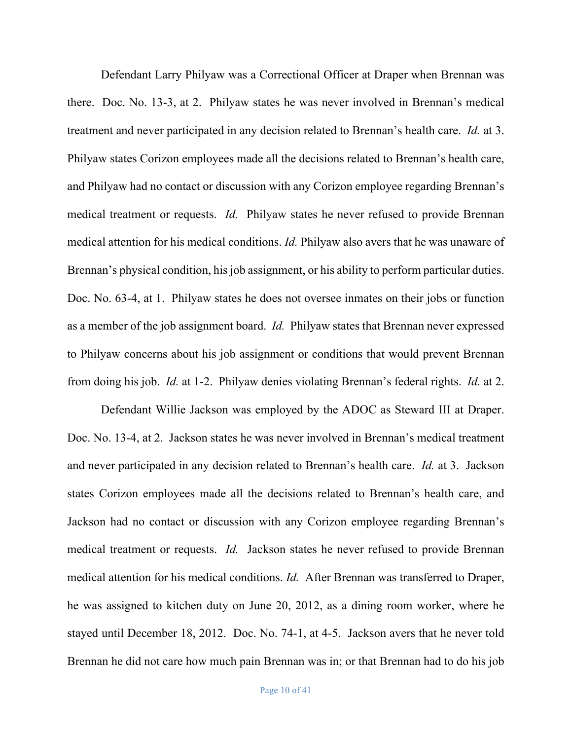Defendant Larry Philyaw was a Correctional Officer at Draper when Brennan was there. Doc. No. 13-3, at 2. Philyaw states he was never involved in Brennan's medical treatment and never participated in any decision related to Brennan's health care. *Id.* at 3. Philyaw states Corizon employees made all the decisions related to Brennan's health care, and Philyaw had no contact or discussion with any Corizon employee regarding Brennan's medical treatment or requests. *Id.* Philyaw states he never refused to provide Brennan medical attention for his medical conditions. *Id.* Philyaw also avers that he was unaware of Brennan's physical condition, his job assignment, or his ability to perform particular duties. Doc. No. 63-4, at 1. Philyaw states he does not oversee inmates on their jobs or function as a member of the job assignment board. *Id.* Philyaw states that Brennan never expressed to Philyaw concerns about his job assignment or conditions that would prevent Brennan from doing his job. *Id.* at 1-2. Philyaw denies violating Brennan's federal rights. *Id.* at 2.

Defendant Willie Jackson was employed by the ADOC as Steward III at Draper. Doc. No. 13-4, at 2. Jackson states he was never involved in Brennan's medical treatment and never participated in any decision related to Brennan's health care. *Id.* at 3. Jackson states Corizon employees made all the decisions related to Brennan's health care, and Jackson had no contact or discussion with any Corizon employee regarding Brennan's medical treatment or requests. *Id.* Jackson states he never refused to provide Brennan medical attention for his medical conditions. *Id.* After Brennan was transferred to Draper, he was assigned to kitchen duty on June 20, 2012, as a dining room worker, where he stayed until December 18, 2012. Doc. No. 74-1, at 4-5. Jackson avers that he never told Brennan he did not care how much pain Brennan was in; or that Brennan had to do his job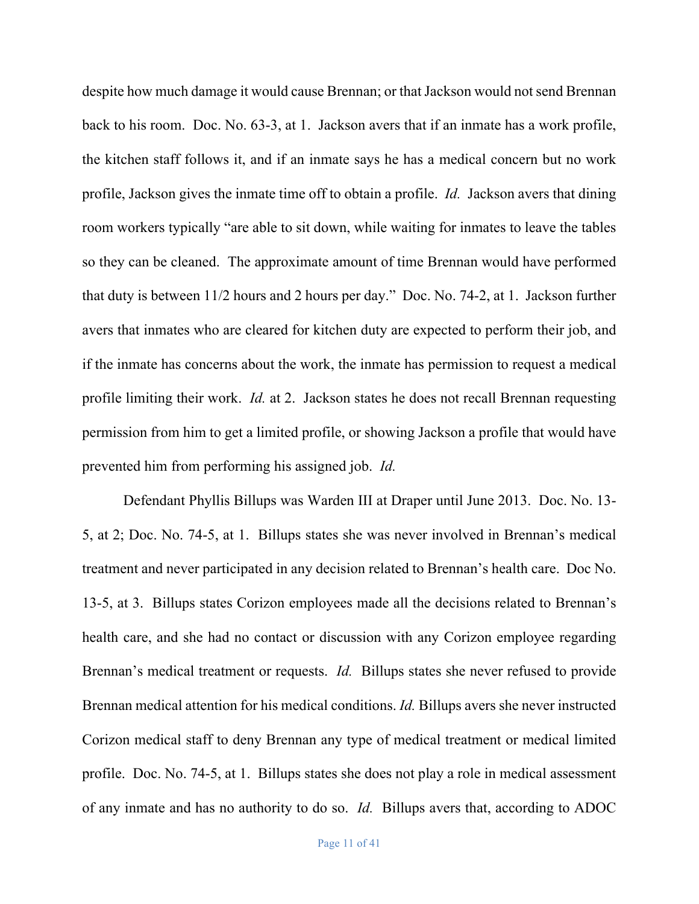despite how much damage it would cause Brennan; or that Jackson would not send Brennan back to his room. Doc. No. 63-3, at 1. Jackson avers that if an inmate has a work profile, the kitchen staff follows it, and if an inmate says he has a medical concern but no work profile, Jackson gives the inmate time off to obtain a profile. *Id.* Jackson avers that dining room workers typically "are able to sit down, while waiting for inmates to leave the tables so they can be cleaned. The approximate amount of time Brennan would have performed that duty is between 11/2 hours and 2 hours per day." Doc. No. 74-2, at 1. Jackson further avers that inmates who are cleared for kitchen duty are expected to perform their job, and if the inmate has concerns about the work, the inmate has permission to request a medical profile limiting their work. *Id.* at 2. Jackson states he does not recall Brennan requesting permission from him to get a limited profile, or showing Jackson a profile that would have prevented him from performing his assigned job. *Id.*

Defendant Phyllis Billups was Warden III at Draper until June 2013. Doc. No. 13-5, at 2; Doc. No. 74-5, at 1. Billups states she was never involved in Brennan's medical treatment and never participated in any decision related to Brennan's health care. Doc No. 13-5, at 3. Billups states Corizon employees made all the decisions related to Brennan's health care, and she had no contact or discussion with any Corizon employee regarding Brennan's medical treatment or requests. *Id.* Billups states she never refused to provide Brennan medical attention for his medical conditions. *Id.* Billups avers she never instructed Corizon medical staff to deny Brennan any type of medical treatment or medical limited profile. Doc. No. 74-5, at 1. Billups states she does not play a role in medical assessment of any inmate and has no authority to do so. *Id.* Billups avers that, according to ADOC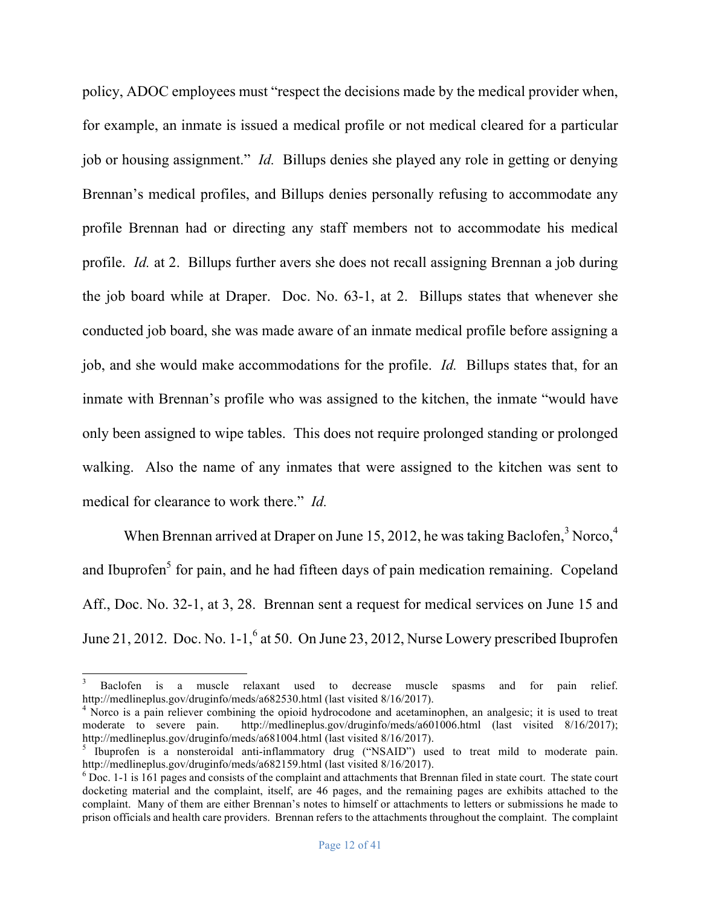policy, ADOC employees must "respect the decisions made by the medical provider when, for example, an inmate is issued a medical profile or not medical cleared for a particular job or housing assignment." *Id.* Billups denies she played any role in getting or denying Brennan's medical profiles, and Billups denies personally refusing to accommodate any profile Brennan had or directing any staff members not to accommodate his medical profile. *Id.* at 2. Billups further avers she does not recall assigning Brennan a job during the job board while at Draper. Doc. No. 63-1, at 2. Billups states that whenever she conducted job board, she was made aware of an inmate medical profile before assigning a job, and she would make accommodations for the profile. *Id.* Billups states that, for an inmate with Brennan's profile who was assigned to the kitchen, the inmate "would have only been assigned to wipe tables. This does not require prolonged standing or prolonged walking. Also the name of any inmates that were assigned to the kitchen was sent to medical for clearance to work there." *Id.*

When Brennan arrived at Draper on June 15, 2012, he was taking Baclofen,[3] Norco,[4] and Ibuprofen[5] for pain, and he had fifteen days of pain medication remaining. Copeland Aff., Doc. No. 32-1, at 3, 28. Brennan sent a request for medical services on June 15 and June 21, 2012. Doc. No. 1-1,[6] at 50. On June 23, 2012, Nurse Lowery prescribed Ibuprofen

---

[3] Baclofen is a muscle relaxant used to decrease muscle spasms and for pain relief. http://medlineplus.gov/druginfo/meds/a682530.html (last visited 8/16/2017).

[4] Norco is a pain reliever combining the opioid hydrocodone and acetaminophen, an analgesic; it is used to treat moderate to severe pain. http://medlineplus.gov/druginfo/meds/a601006.html (last visited 8/16/2017); http://medlineplus.gov/druginfo/meds/a681004.html (last visited 8/16/2017).

[5] Ibuprofen is a nonsteroidal anti-inflammatory drug ("NSAID") used to treat mild to moderate pain. http://medlineplus.gov/druginfo/meds/a682159.html (last visited 8/16/2017).

[6] Doc. 1-1 is 161 pages and consists of the complaint and attachments that Brennan filed in state court. The state court docketing material and the complaint, itself, are 46 pages, and the remaining pages are exhibits attached to the complaint. Many of them are either Brennan's notes to himself or attachments to letters or submissions he made to prison officials and health care providers. Brennan refers to the attachments throughout the complaint. The complaint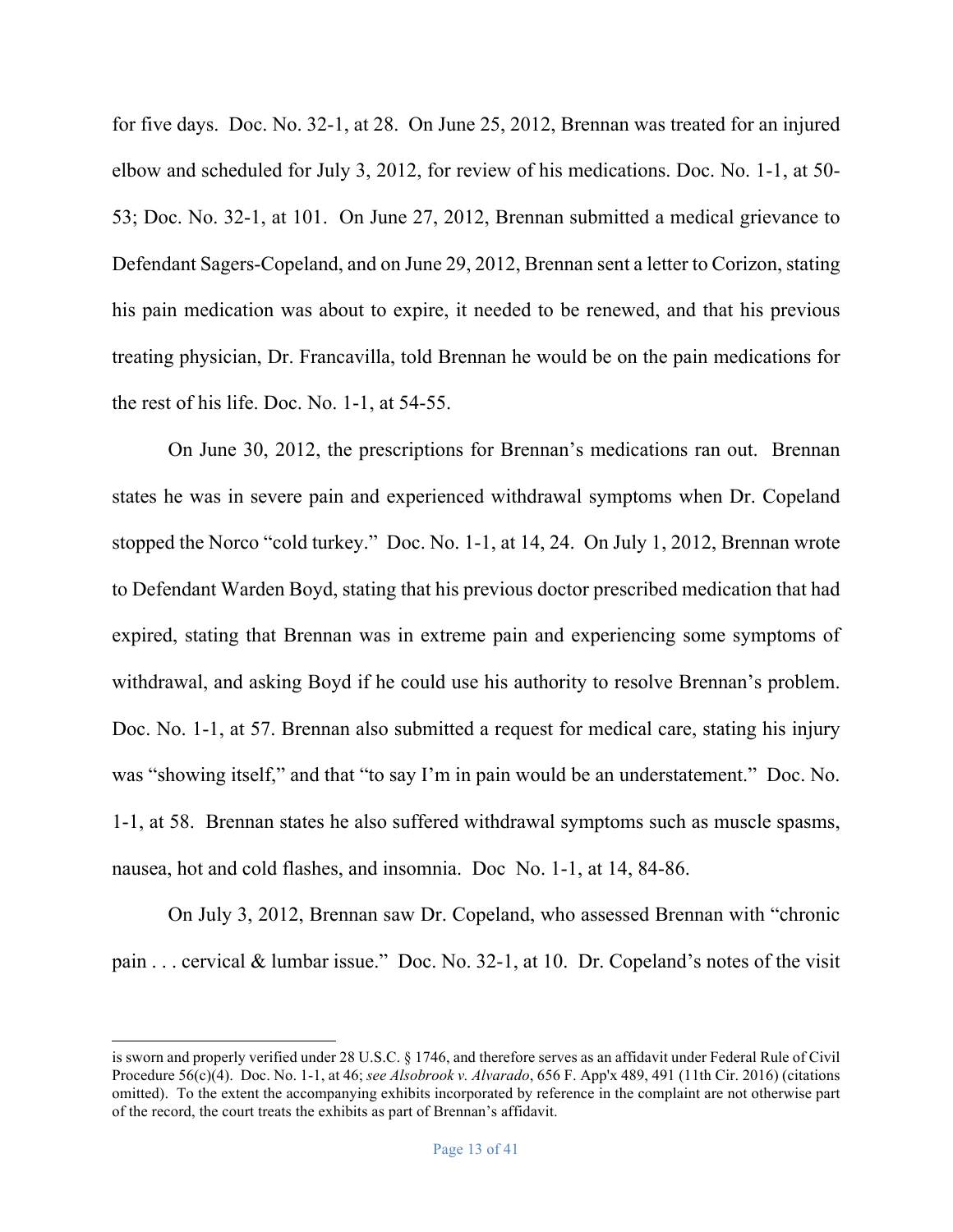for five days. Doc. No. 32-1, at 28. On June 25, 2012, Brennan was treated for an injured elbow and scheduled for July 3, 2012, for review of his medications. Doc. No. 1-1, at 50-53; Doc. No. 32-1, at 101. On June 27, 2012, Brennan submitted a medical grievance to Defendant Sagers-Copeland, and on June 29, 2012, Brennan sent a letter to Corizon, stating his pain medication was about to expire, it needed to be renewed, and that his previous treating physician, Dr. Francavilla, told Brennan he would be on the pain medications for the rest of his life. Doc. No. 1-1, at 54-55.

On June 30, 2012, the prescriptions for Brennan's medications ran out. Brennan states he was in severe pain and experienced withdrawal symptoms when Dr. Copeland stopped the Norco "cold turkey." Doc. No. 1-1, at 14, 24. On July 1, 2012, Brennan wrote to Defendant Warden Boyd, stating that his previous doctor prescribed medication that had expired, stating that Brennan was in extreme pain and experiencing some symptoms of withdrawal, and asking Boyd if he could use his authority to resolve Brennan's problem. Doc. No. 1-1, at 57. Brennan also submitted a request for medical care, stating his injury was "showing itself," and that "to say I'm in pain would be an understatement." Doc. No. 1-1, at 58. Brennan states he also suffered withdrawal symptoms such as muscle spasms, nausea, hot and cold flashes, and insomnia. Doc No. 1-1, at 14, 84-86.

On July 3, 2012, Brennan saw Dr. Copeland, who assessed Brennan with "chronic pain . . . cervical & lumbar issue." Doc. No. 32-1, at 10. Dr. Copeland's notes of the visit

---

is sworn and properly verified under 28 U.S.C. § 1746, and therefore serves as an affidavit under Federal Rule of Civil Procedure 56(c)(4). Doc. No. 1-1, at 46; *see Alsobrook v. Alvarado*, 656 F. App'x 489, 491 (11th Cir. 2016) (citations omitted). To the extent the accompanying exhibits incorporated by reference in the complaint are not otherwise part of the record, the court treats the exhibits as part of Brennan's affidavit.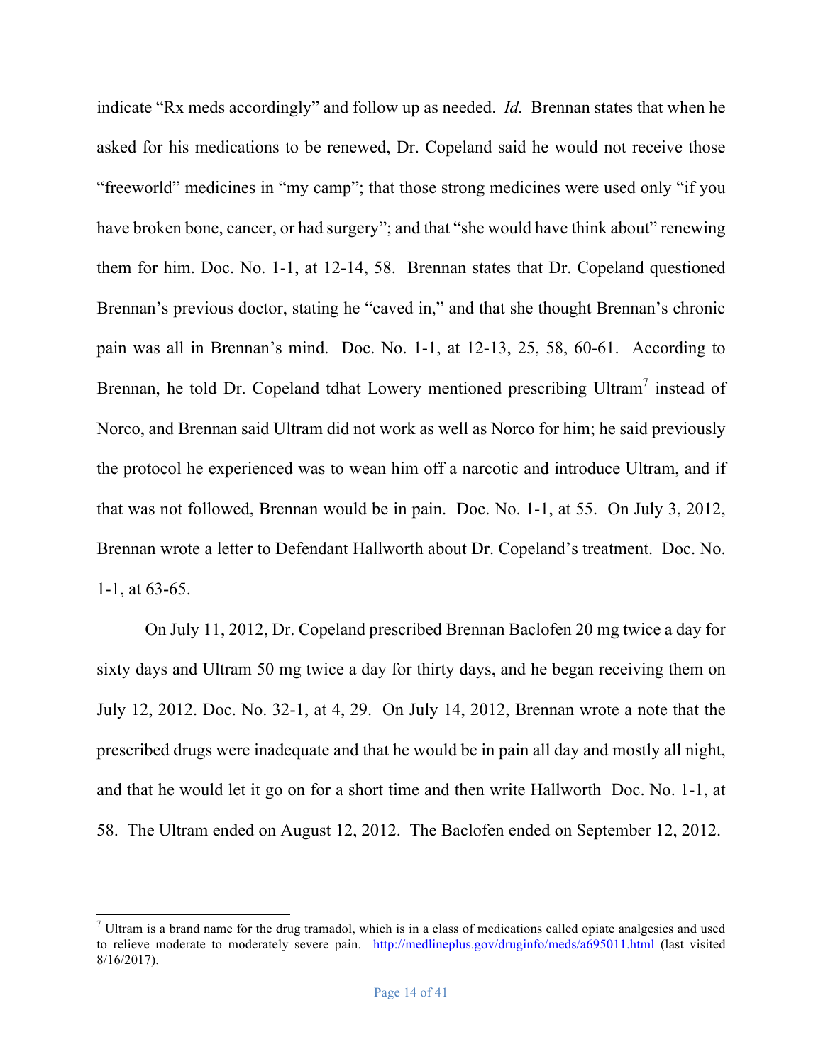indicate "Rx meds accordingly" and follow up as needed. *Id.* Brennan states that when he asked for his medications to be renewed, Dr. Copeland said he would not receive those "freeworld" medicines in "my camp"; that those strong medicines were used only "if you have broken bone, cancer, or had surgery"; and that "she would have think about" renewing them for him. Doc. No. 1-1, at 12-14, 58. Brennan states that Dr. Copeland questioned Brennan's previous doctor, stating he "caved in," and that she thought Brennan's chronic pain was all in Brennan's mind. Doc. No. 1-1, at 12-13, 25, 58, 60-61. According to Brennan, he told Dr. Copeland tdhat Lowery mentioned prescribing Ultram[7] instead of Norco, and Brennan said Ultram did not work as well as Norco for him; he said previously the protocol he experienced was to wean him off a narcotic and introduce Ultram, and if that was not followed, Brennan would be in pain. Doc. No. 1-1, at 55. On July 3, 2012, Brennan wrote a letter to Defendant Hallworth about Dr. Copeland's treatment. Doc. No. 1-1, at 63-65.

On July 11, 2012, Dr. Copeland prescribed Brennan Baclofen 20 mg twice a day for sixty days and Ultram 50 mg twice a day for thirty days, and he began receiving them on July 12, 2012. Doc. No. 32-1, at 4, 29. On July 14, 2012, Brennan wrote a note that the prescribed drugs were inadequate and that he would be in pain all day and mostly all night, and that he would let it go on for a short time and then write Hallworth Doc. No. 1-1, at 58. The Ultram ended on August 12, 2012. The Baclofen ended on September 12, 2012.

---

[7] Ultram is a brand name for the drug tramadol, which is in a class of medications called opiate analgesics and used to relieve moderate to moderately severe pain. http://medlineplus.gov/druginfo/meds/a695011.html (last visited 8/16/2017).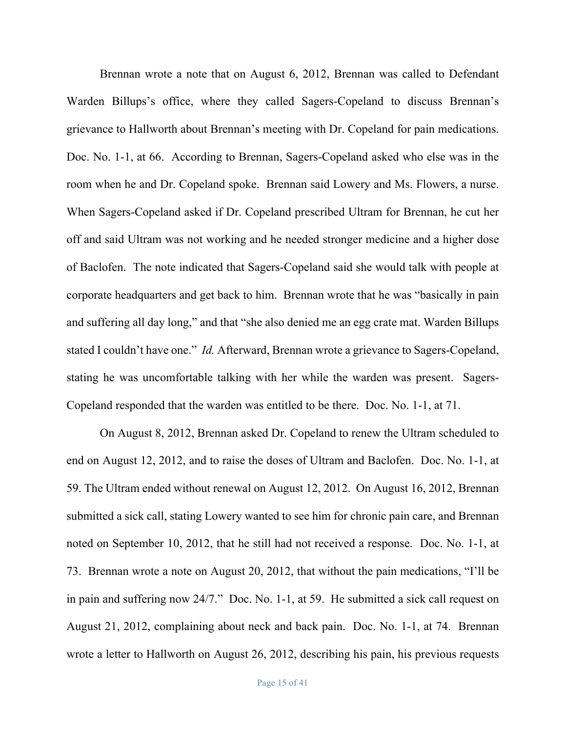Brennan wrote a note that on August 6, 2012, Brennan was called to Defendant Warden Billups's office, where they called Sagers-Copeland to discuss Brennan's grievance to Hallworth about Brennan's meeting with Dr. Copeland for pain medications. Doc. No. 1-1, at 66. According to Brennan, Sagers-Copeland asked who else was in the room when he and Dr. Copeland spoke. Brennan said Lowery and Ms. Flowers, a nurse. When Sagers-Copeland asked if Dr. Copeland prescribed Ultram for Brennan, he cut her off and said Ultram was not working and he needed stronger medicine and a higher dose of Baclofen. The note indicated that Sagers-Copeland said she would talk with people at corporate headquarters and get back to him. Brennan wrote that he was "basically in pain and suffering all day long," and that "she also denied me an egg crate mat. Warden Billups stated I couldn't have one." *Id.* Afterward, Brennan wrote a grievance to Sagers-Copeland, stating he was uncomfortable talking with her while the warden was present. Sagers-Copeland responded that the warden was entitled to be there. Doc. No. 1-1, at 71.

On August 8, 2012, Brennan asked Dr. Copeland to renew the Ultram scheduled to end on August 12, 2012, and to raise the doses of Ultram and Baclofen. Doc. No. 1-1, at 59. The Ultram ended without renewal on August 12, 2012. On August 16, 2012, Brennan submitted a sick call, stating Lowery wanted to see him for chronic pain care, and Brennan noted on September 10, 2012, that he still had not received a response. Doc. No. 1-1, at 73. Brennan wrote a note on August 20, 2012, that without the pain medications, "I'll be in pain and suffering now 24/7." Doc. No. 1-1, at 59. He submitted a sick call request on August 21, 2012, complaining about neck and back pain. Doc. No. 1-1, at 74. Brennan wrote a letter to Hallworth on August 26, 2012, describing his pain, his previous requests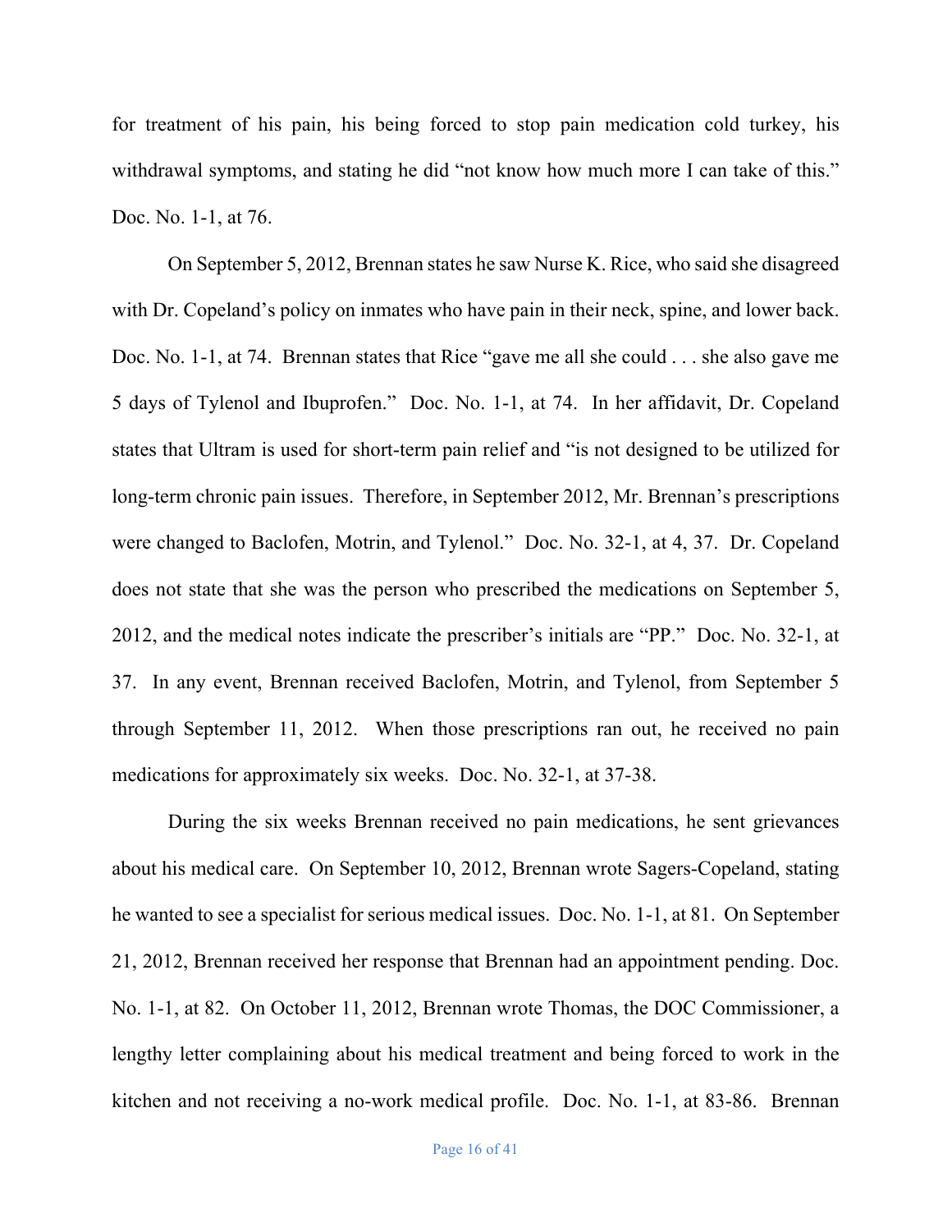for treatment of his pain, his being forced to stop pain medication cold turkey, his withdrawal symptoms, and stating he did "not know how much more I can take of this." Doc. No. 1-1, at 76.

On September 5, 2012, Brennan states he saw Nurse K. Rice, who said she disagreed with Dr. Copeland's policy on inmates who have pain in their neck, spine, and lower back. Doc. No. 1-1, at 74. Brennan states that Rice "gave me all she could . . . she also gave me 5 days of Tylenol and Ibuprofen." Doc. No. 1-1, at 74. In her affidavit, Dr. Copeland states that Ultram is used for short-term pain relief and "is not designed to be utilized for long-term chronic pain issues. Therefore, in September 2012, Mr. Brennan's prescriptions were changed to Baclofen, Motrin, and Tylenol." Doc. No. 32-1, at 4, 37. Dr. Copeland does not state that she was the person who prescribed the medications on September 5, 2012, and the medical notes indicate the prescriber's initials are "PP." Doc. No. 32-1, at 37. In any event, Brennan received Baclofen, Motrin, and Tylenol, from September 5 through September 11, 2012. When those prescriptions ran out, he received no pain medications for approximately six weeks. Doc. No. 32-1, at 37-38.

During the six weeks Brennan received no pain medications, he sent grievances about his medical care. On September 10, 2012, Brennan wrote Sagers-Copeland, stating he wanted to see a specialist for serious medical issues. Doc. No. 1-1, at 81. On September 21, 2012, Brennan received her response that Brennan had an appointment pending. Doc. No. 1-1, at 82. On October 11, 2012, Brennan wrote Thomas, the DOC Commissioner, a lengthy letter complaining about his medical treatment and being forced to work in the kitchen and not receiving a no-work medical profile. Doc. No. 1-1, at 83-86. Brennan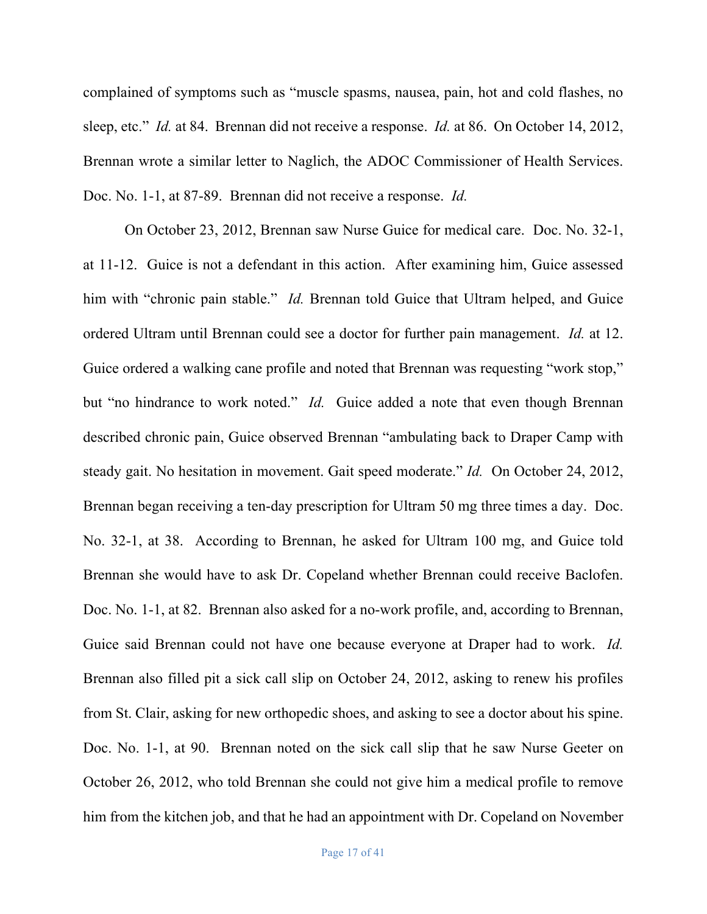complained of symptoms such as "muscle spasms, nausea, pain, hot and cold flashes, no sleep, etc." *Id.* at 84. Brennan did not receive a response. *Id.* at 86. On October 14, 2012, Brennan wrote a similar letter to Naglich, the ADOC Commissioner of Health Services. Doc. No. 1-1, at 87-89. Brennan did not receive a response. *Id.*

On October 23, 2012, Brennan saw Nurse Guice for medical care. Doc. No. 32-1, at 11-12. Guice is not a defendant in this action. After examining him, Guice assessed him with "chronic pain stable." *Id.* Brennan told Guice that Ultram helped, and Guice ordered Ultram until Brennan could see a doctor for further pain management. *Id.* at 12. Guice ordered a walking cane profile and noted that Brennan was requesting "work stop," but "no hindrance to work noted." *Id.* Guice added a note that even though Brennan described chronic pain, Guice observed Brennan "ambulating back to Draper Camp with steady gait. No hesitation in movement. Gait speed moderate." *Id.* On October 24, 2012, Brennan began receiving a ten-day prescription for Ultram 50 mg three times a day. Doc. No. 32-1, at 38. According to Brennan, he asked for Ultram 100 mg, and Guice told Brennan she would have to ask Dr. Copeland whether Brennan could receive Baclofen. Doc. No. 1-1, at 82. Brennan also asked for a no-work profile, and, according to Brennan, Guice said Brennan could not have one because everyone at Draper had to work. *Id.* Brennan also filled pit a sick call slip on October 24, 2012, asking to renew his profiles from St. Clair, asking for new orthopedic shoes, and asking to see a doctor about his spine. Doc. No. 1-1, at 90. Brennan noted on the sick call slip that he saw Nurse Geeter on October 26, 2012, who told Brennan she could not give him a medical profile to remove him from the kitchen job, and that he had an appointment with Dr. Copeland on November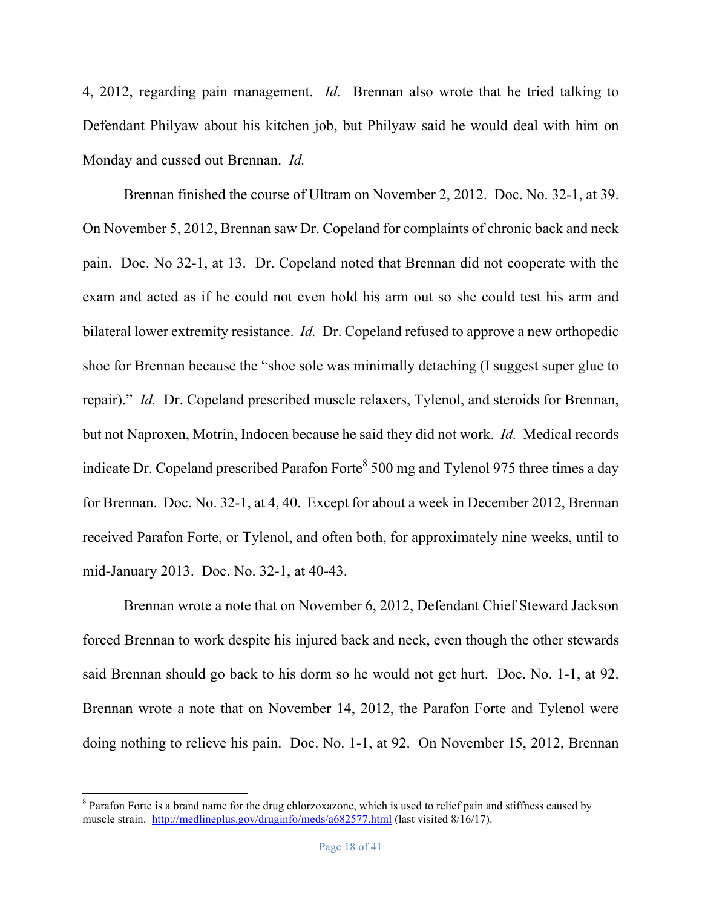4, 2012, regarding pain management. *Id.* Brennan also wrote that he tried talking to Defendant Philyaw about his kitchen job, but Philyaw said he would deal with him on Monday and cussed out Brennan. *Id.*

Brennan finished the course of Ultram on November 2, 2012. Doc. No. 32-1, at 39. On November 5, 2012, Brennan saw Dr. Copeland for complaints of chronic back and neck pain. Doc. No 32-1, at 13. Dr. Copeland noted that Brennan did not cooperate with the exam and acted as if he could not even hold his arm out so she could test his arm and bilateral lower extremity resistance. *Id.* Dr. Copeland refused to approve a new orthopedic shoe for Brennan because the "shoe sole was minimally detaching (I suggest super glue to repair)." *Id.* Dr. Copeland prescribed muscle relaxers, Tylenol, and steroids for Brennan, but not Naproxen, Motrin, Indocen because he said they did not work. *Id.* Medical records indicate Dr. Copeland prescribed Parafon Forte[8] 500 mg and Tylenol 975 three times a day for Brennan. Doc. No. 32-1, at 4, 40. Except for about a week in December 2012, Brennan received Parafon Forte, or Tylenol, and often both, for approximately nine weeks, until to mid-January 2013. Doc. No. 32-1, at 40-43.

Brennan wrote a note that on November 6, 2012, Defendant Chief Steward Jackson forced Brennan to work despite his injured back and neck, even though the other stewards said Brennan should go back to his dorm so he would not get hurt. Doc. No. 1-1, at 92. Brennan wrote a note that on November 14, 2012, the Parafon Forte and Tylenol were doing nothing to relieve his pain. Doc. No. 1-1, at 92. On November 15, 2012, Brennan

---

[8] Parafon Forte is a brand name for the drug chlorzoxazone, which is used to relief pain and stiffness caused by muscle strain. http://medlineplus.gov/druginfo/meds/a682577.html (last visited 8/16/17).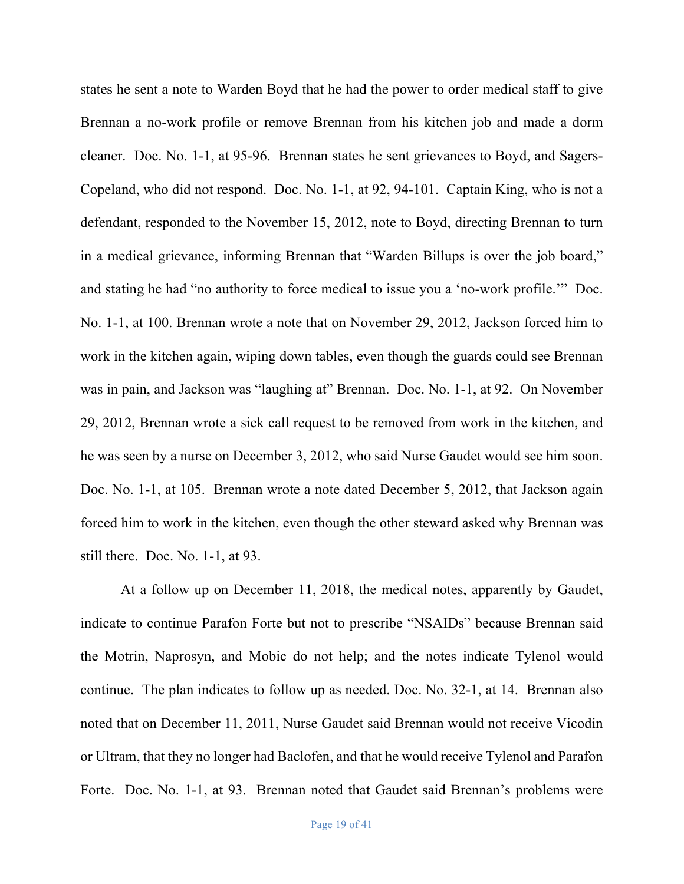states he sent a note to Warden Boyd that he had the power to order medical staff to give Brennan a no-work profile or remove Brennan from his kitchen job and made a dorm cleaner. Doc. No. 1-1, at 95-96. Brennan states he sent grievances to Boyd, and Sagers-Copeland, who did not respond. Doc. No. 1-1, at 92, 94-101. Captain King, who is not a defendant, responded to the November 15, 2012, note to Boyd, directing Brennan to turn in a medical grievance, informing Brennan that "Warden Billups is over the job board," and stating he had "no authority to force medical to issue you a 'no-work profile.'" Doc. No. 1-1, at 100. Brennan wrote a note that on November 29, 2012, Jackson forced him to work in the kitchen again, wiping down tables, even though the guards could see Brennan was in pain, and Jackson was "laughing at" Brennan. Doc. No. 1-1, at 92. On November 29, 2012, Brennan wrote a sick call request to be removed from work in the kitchen, and he was seen by a nurse on December 3, 2012, who said Nurse Gaudet would see him soon. Doc. No. 1-1, at 105. Brennan wrote a note dated December 5, 2012, that Jackson again forced him to work in the kitchen, even though the other steward asked why Brennan was still there. Doc. No. 1-1, at 93.

At a follow up on December 11, 2018, the medical notes, apparently by Gaudet, indicate to continue Parafon Forte but not to prescribe "NSAIDs" because Brennan said the Motrin, Naprosyn, and Mobic do not help; and the notes indicate Tylenol would continue. The plan indicates to follow up as needed. Doc. No. 32-1, at 14. Brennan also noted that on December 11, 2011, Nurse Gaudet said Brennan would not receive Vicodin or Ultram, that they no longer had Baclofen, and that he would receive Tylenol and Parafon Forte. Doc. No. 1-1, at 93. Brennan noted that Gaudet said Brennan's problems were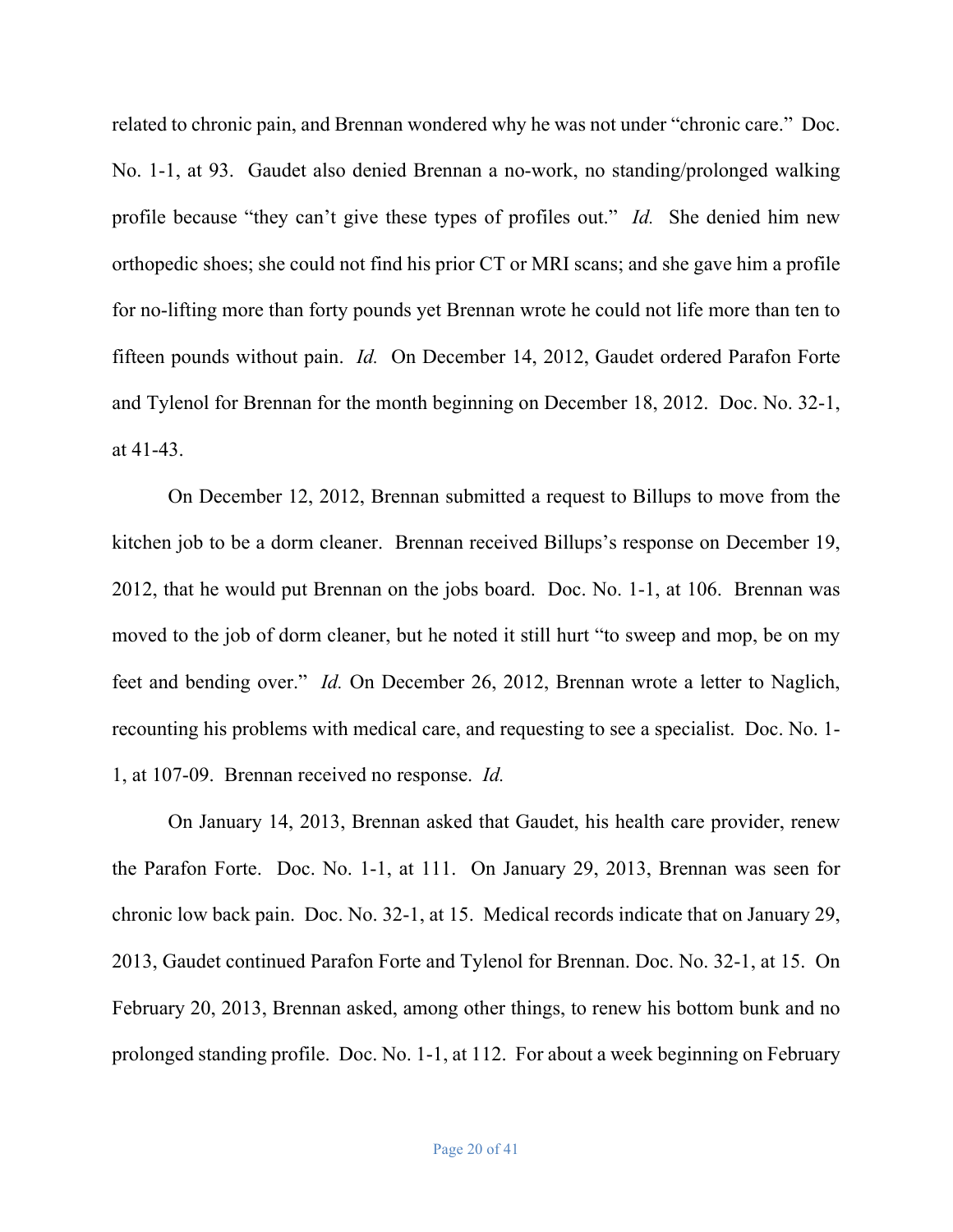related to chronic pain, and Brennan wondered why he was not under "chronic care." Doc. No. 1-1, at 93. Gaudet also denied Brennan a no-work, no standing/prolonged walking profile because "they can't give these types of profiles out." *Id.* She denied him new orthopedic shoes; she could not find his prior CT or MRI scans; and she gave him a profile for no-lifting more than forty pounds yet Brennan wrote he could not life more than ten to fifteen pounds without pain. *Id.* On December 14, 2012, Gaudet ordered Parafon Forte and Tylenol for Brennan for the month beginning on December 18, 2012. Doc. No. 32-1, at 41-43.

On December 12, 2012, Brennan submitted a request to Billups to move from the kitchen job to be a dorm cleaner. Brennan received Billups's response on December 19, 2012, that he would put Brennan on the jobs board. Doc. No. 1-1, at 106. Brennan was moved to the job of dorm cleaner, but he noted it still hurt "to sweep and mop, be on my feet and bending over." *Id.* On December 26, 2012, Brennan wrote a letter to Naglich, recounting his problems with medical care, and requesting to see a specialist. Doc. No. 1-1, at 107-09. Brennan received no response. *Id.*

On January 14, 2013, Brennan asked that Gaudet, his health care provider, renew the Parafon Forte. Doc. No. 1-1, at 111. On January 29, 2013, Brennan was seen for chronic low back pain. Doc. No. 32-1, at 15. Medical records indicate that on January 29, 2013, Gaudet continued Parafon Forte and Tylenol for Brennan. Doc. No. 32-1, at 15. On February 20, 2013, Brennan asked, among other things, to renew his bottom bunk and no prolonged standing profile. Doc. No. 1-1, at 112. For about a week beginning on February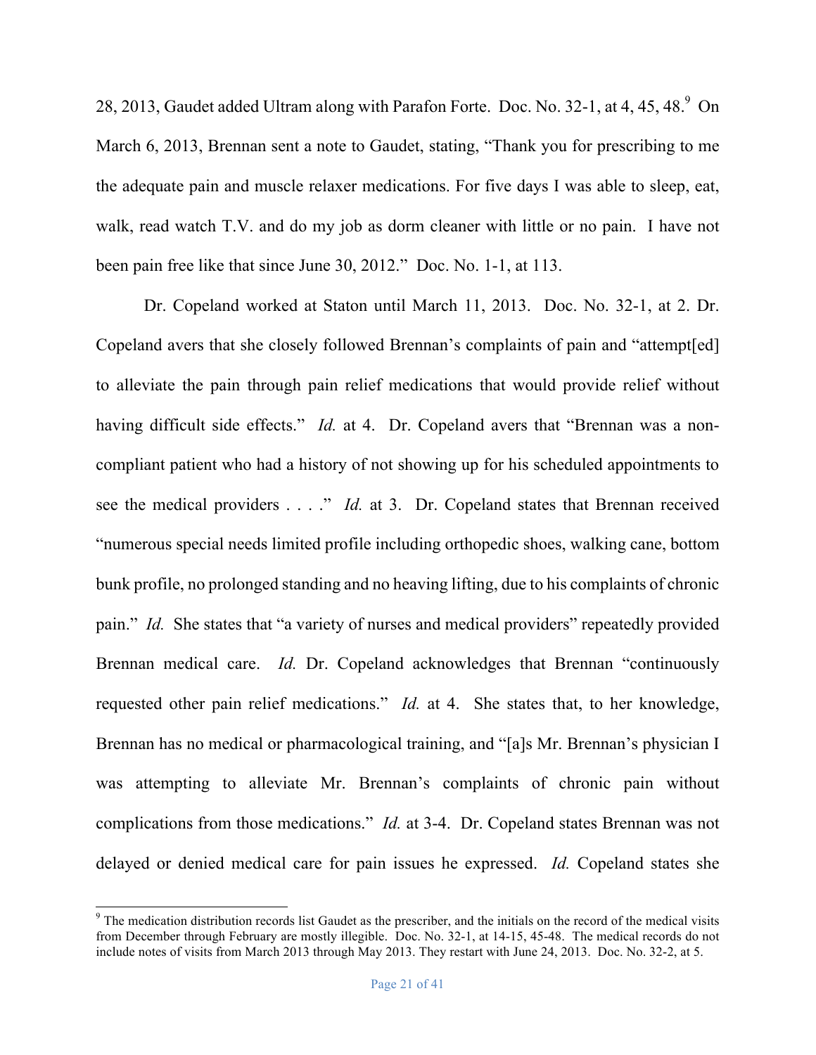28, 2013, Gaudet added Ultram along with Parafon Forte. Doc. No. 32-1, at 4, 45, 48.[9] On March 6, 2013, Brennan sent a note to Gaudet, stating, "Thank you for prescribing to me the adequate pain and muscle relaxer medications. For five days I was able to sleep, eat, walk, read watch T.V. and do my job as dorm cleaner with little or no pain. I have not been pain free like that since June 30, 2012." Doc. No. 1-1, at 113.

Dr. Copeland worked at Staton until March 11, 2013. Doc. No. 32-1, at 2. Dr. Copeland avers that she closely followed Brennan's complaints of pain and "attempt[ed] to alleviate the pain through pain relief medications that would provide relief without having difficult side effects." *Id.* at 4. Dr. Copeland avers that "Brennan was a non-compliant patient who had a history of not showing up for his scheduled appointments to see the medical providers . . . ." *Id.* at 3. Dr. Copeland states that Brennan received "numerous special needs limited profile including orthopedic shoes, walking cane, bottom bunk profile, no prolonged standing and no heaving lifting, due to his complaints of chronic pain." *Id.* She states that "a variety of nurses and medical providers" repeatedly provided Brennan medical care. *Id.* Dr. Copeland acknowledges that Brennan "continuously requested other pain relief medications." *Id.* at 4. She states that, to her knowledge, Brennan has no medical or pharmacological training, and "[a]s Mr. Brennan's physician I was attempting to alleviate Mr. Brennan's complaints of chronic pain without complications from those medications." *Id.* at 3-4. Dr. Copeland states Brennan was not delayed or denied medical care for pain issues he expressed. *Id.* Copeland states she

---

[9] The medication distribution records list Gaudet as the prescriber, and the initials on the record of the medical visits from December through February are mostly illegible. Doc. No. 32-1, at 14-15, 45-48. The medical records do not include notes of visits from March 2013 through May 2013. They restart with June 24, 2013. Doc. No. 32-2, at 5.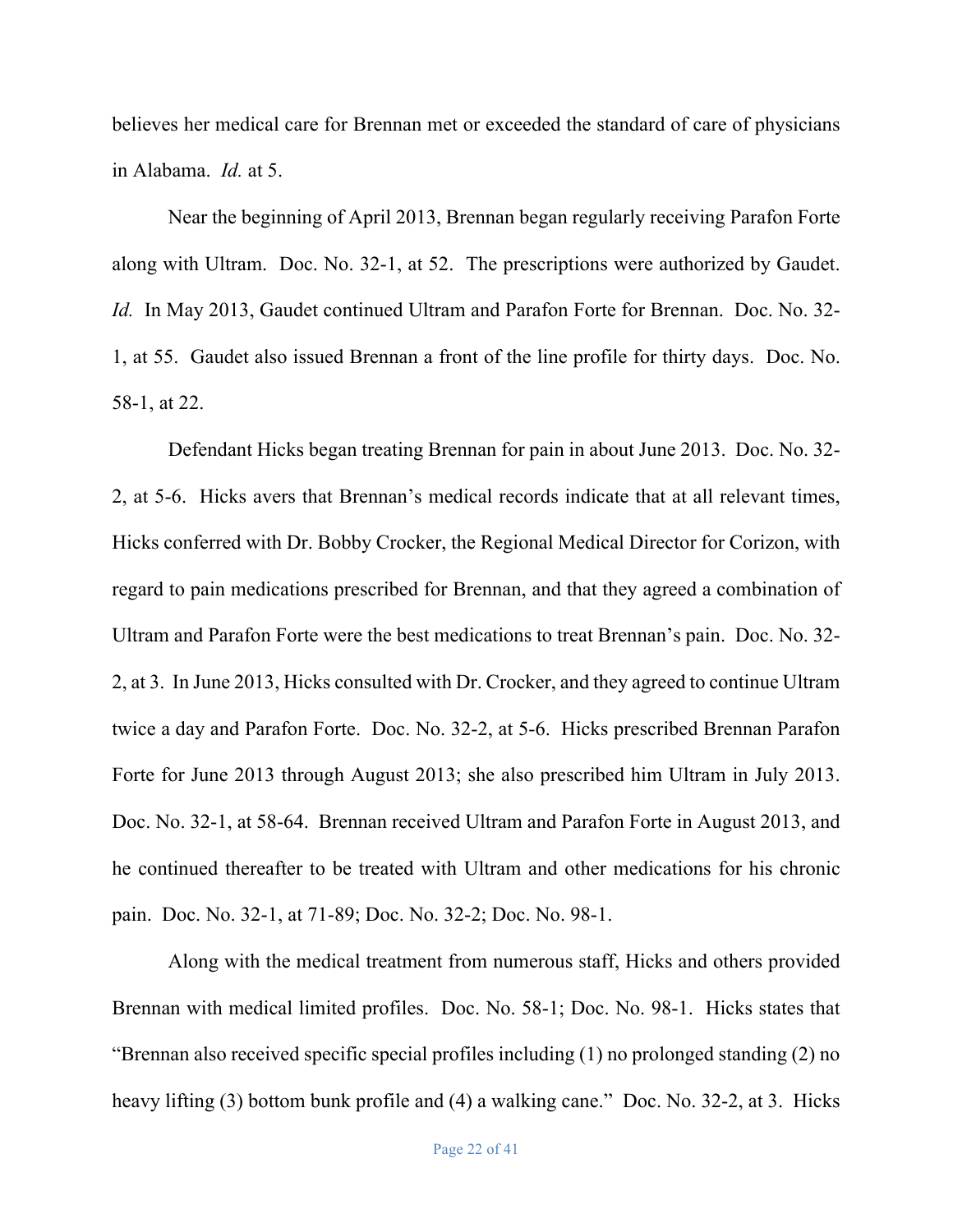believes her medical care for Brennan met or exceeded the standard of care of physicians in Alabama. *Id.* at 5.

Near the beginning of April 2013, Brennan began regularly receiving Parafon Forte along with Ultram. Doc. No. 32-1, at 52. The prescriptions were authorized by Gaudet. *Id.* In May 2013, Gaudet continued Ultram and Parafon Forte for Brennan. Doc. No. 32-1, at 55. Gaudet also issued Brennan a front of the line profile for thirty days. Doc. No. 58-1, at 22.

Defendant Hicks began treating Brennan for pain in about June 2013. Doc. No. 32-2, at 5-6. Hicks avers that Brennan's medical records indicate that at all relevant times, Hicks conferred with Dr. Bobby Crocker, the Regional Medical Director for Corizon, with regard to pain medications prescribed for Brennan, and that they agreed a combination of Ultram and Parafon Forte were the best medications to treat Brennan's pain. Doc. No. 32-2, at 3. In June 2013, Hicks consulted with Dr. Crocker, and they agreed to continue Ultram twice a day and Parafon Forte. Doc. No. 32-2, at 5-6. Hicks prescribed Brennan Parafon Forte for June 2013 through August 2013; she also prescribed him Ultram in July 2013. Doc. No. 32-1, at 58-64. Brennan received Ultram and Parafon Forte in August 2013, and he continued thereafter to be treated with Ultram and other medications for his chronic pain. Doc. No. 32-1, at 71-89; Doc. No. 32-2; Doc. No. 98-1.

Along with the medical treatment from numerous staff, Hicks and others provided Brennan with medical limited profiles. Doc. No. 58-1; Doc. No. 98-1. Hicks states that "Brennan also received specific special profiles including (1) no prolonged standing (2) no heavy lifting (3) bottom bunk profile and (4) a walking cane." Doc. No. 32-2, at 3. Hicks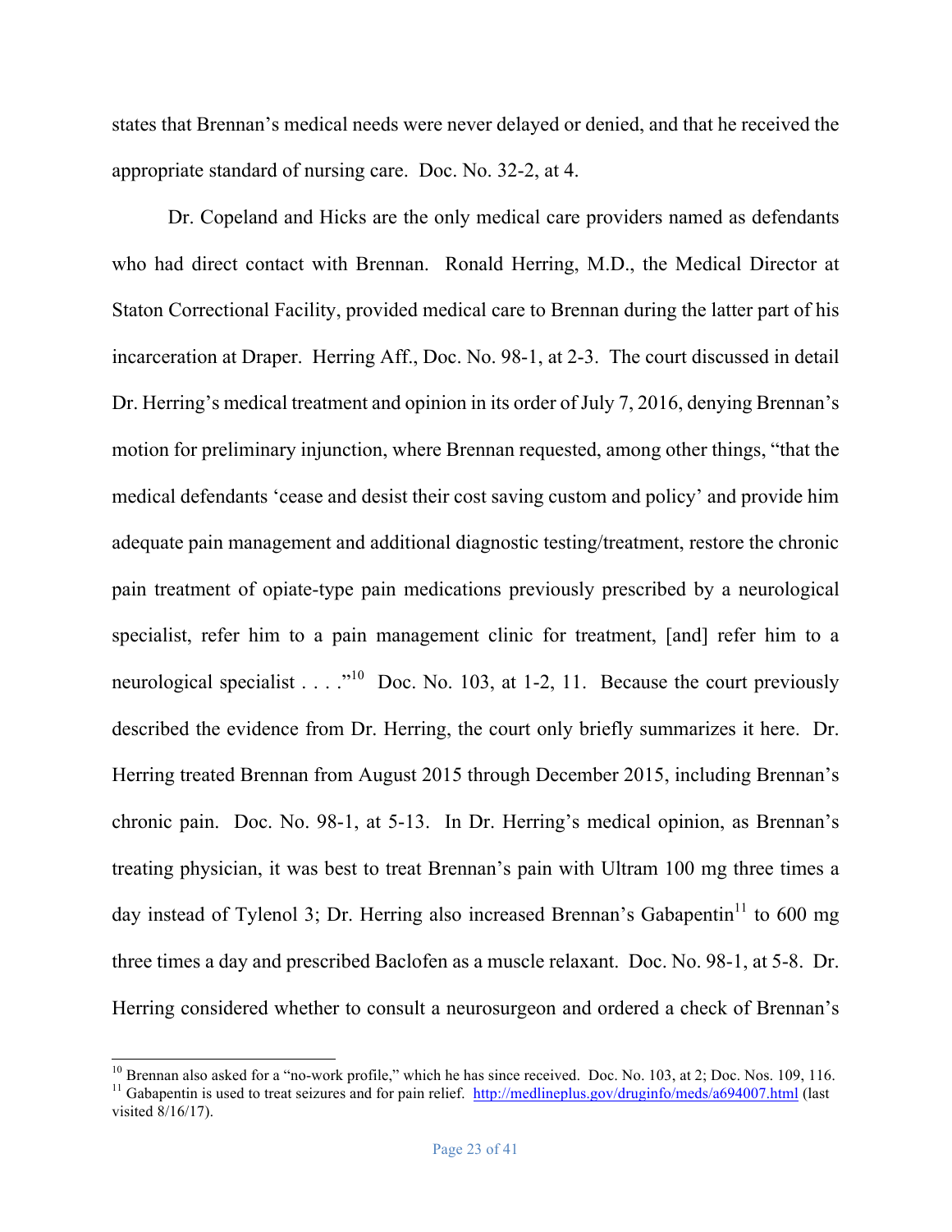states that Brennan's medical needs were never delayed or denied, and that he received the appropriate standard of nursing care. Doc. No. 32-2, at 4.

Dr. Copeland and Hicks are the only medical care providers named as defendants who had direct contact with Brennan. Ronald Herring, M.D., the Medical Director at Staton Correctional Facility, provided medical care to Brennan during the latter part of his incarceration at Draper. Herring Aff., Doc. No. 98-1, at 2-3. The court discussed in detail Dr. Herring's medical treatment and opinion in its order of July 7, 2016, denying Brennan's motion for preliminary injunction, where Brennan requested, among other things, "that the medical defendants 'cease and desist their cost saving custom and policy' and provide him adequate pain management and additional diagnostic testing/treatment, restore the chronic pain treatment of opiate-type pain medications previously prescribed by a neurological specialist, refer him to a pain management clinic for treatment, [and] refer him to a neurological specialist . . . ."[10] Doc. No. 103, at 1-2, 11. Because the court previously described the evidence from Dr. Herring, the court only briefly summarizes it here. Dr. Herring treated Brennan from August 2015 through December 2015, including Brennan's chronic pain. Doc. No. 98-1, at 5-13. In Dr. Herring's medical opinion, as Brennan's treating physician, it was best to treat Brennan's pain with Ultram 100 mg three times a day instead of Tylenol 3; Dr. Herring also increased Brennan's Gabapentin[11] to 600 mg three times a day and prescribed Baclofen as a muscle relaxant. Doc. No. 98-1, at 5-8. Dr. Herring considered whether to consult a neurosurgeon and ordered a check of Brennan's

[10] Brennan also asked for a "no-work profile," which he has since received. Doc. No. 103, at 2; Doc. Nos. 109, 116.

[11] Gabapentin is used to treat seizures and for pain relief. http://medlineplus.gov/druginfo/meds/a694007.html (last visited 8/16/17).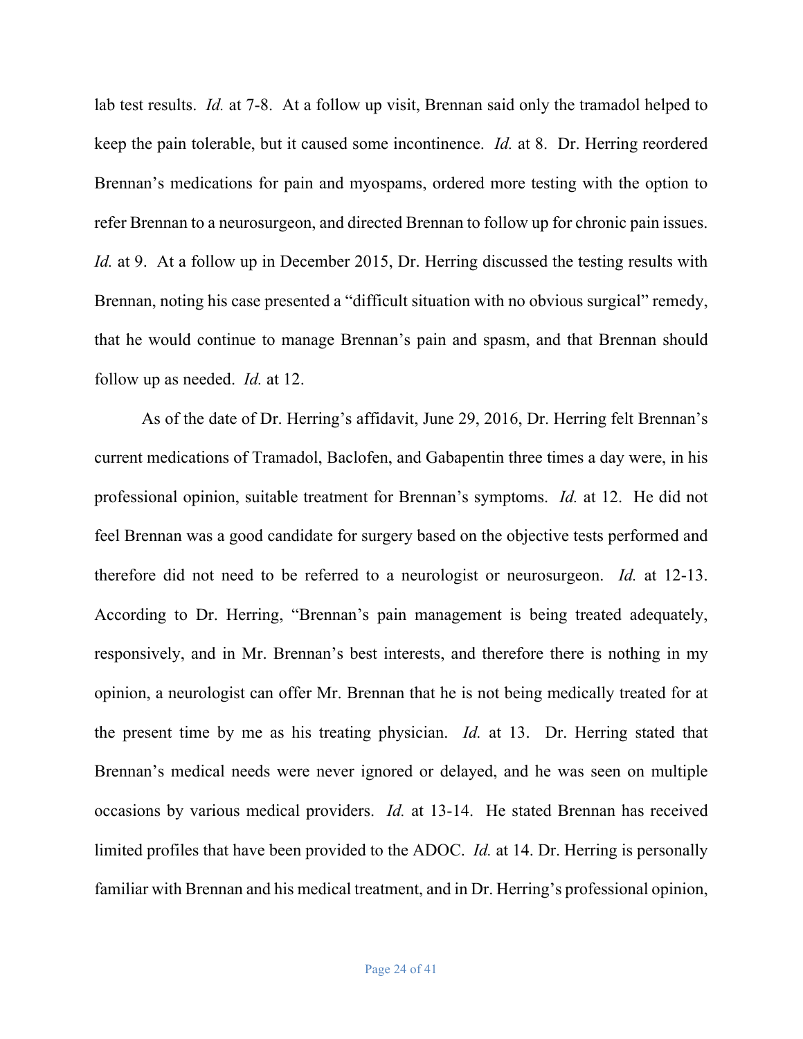lab test results. *Id.* at 7-8. At a follow up visit, Brennan said only the tramadol helped to keep the pain tolerable, but it caused some incontinence. *Id.* at 8. Dr. Herring reordered Brennan's medications for pain and myospams, ordered more testing with the option to refer Brennan to a neurosurgeon, and directed Brennan to follow up for chronic pain issues. *Id.* at 9. At a follow up in December 2015, Dr. Herring discussed the testing results with Brennan, noting his case presented a "difficult situation with no obvious surgical" remedy, that he would continue to manage Brennan's pain and spasm, and that Brennan should follow up as needed. *Id.* at 12.

As of the date of Dr. Herring's affidavit, June 29, 2016, Dr. Herring felt Brennan's current medications of Tramadol, Baclofen, and Gabapentin three times a day were, in his professional opinion, suitable treatment for Brennan's symptoms. *Id.* at 12. He did not feel Brennan was a good candidate for surgery based on the objective tests performed and therefore did not need to be referred to a neurologist or neurosurgeon. *Id.* at 12-13. According to Dr. Herring, "Brennan's pain management is being treated adequately, responsively, and in Mr. Brennan's best interests, and therefore there is nothing in my opinion, a neurologist can offer Mr. Brennan that he is not being medically treated for at the present time by me as his treating physician. *Id.* at 13. Dr. Herring stated that Brennan's medical needs were never ignored or delayed, and he was seen on multiple occasions by various medical providers. *Id.* at 13-14. He stated Brennan has received limited profiles that have been provided to the ADOC. *Id.* at 14. Dr. Herring is personally familiar with Brennan and his medical treatment, and in Dr. Herring's professional opinion,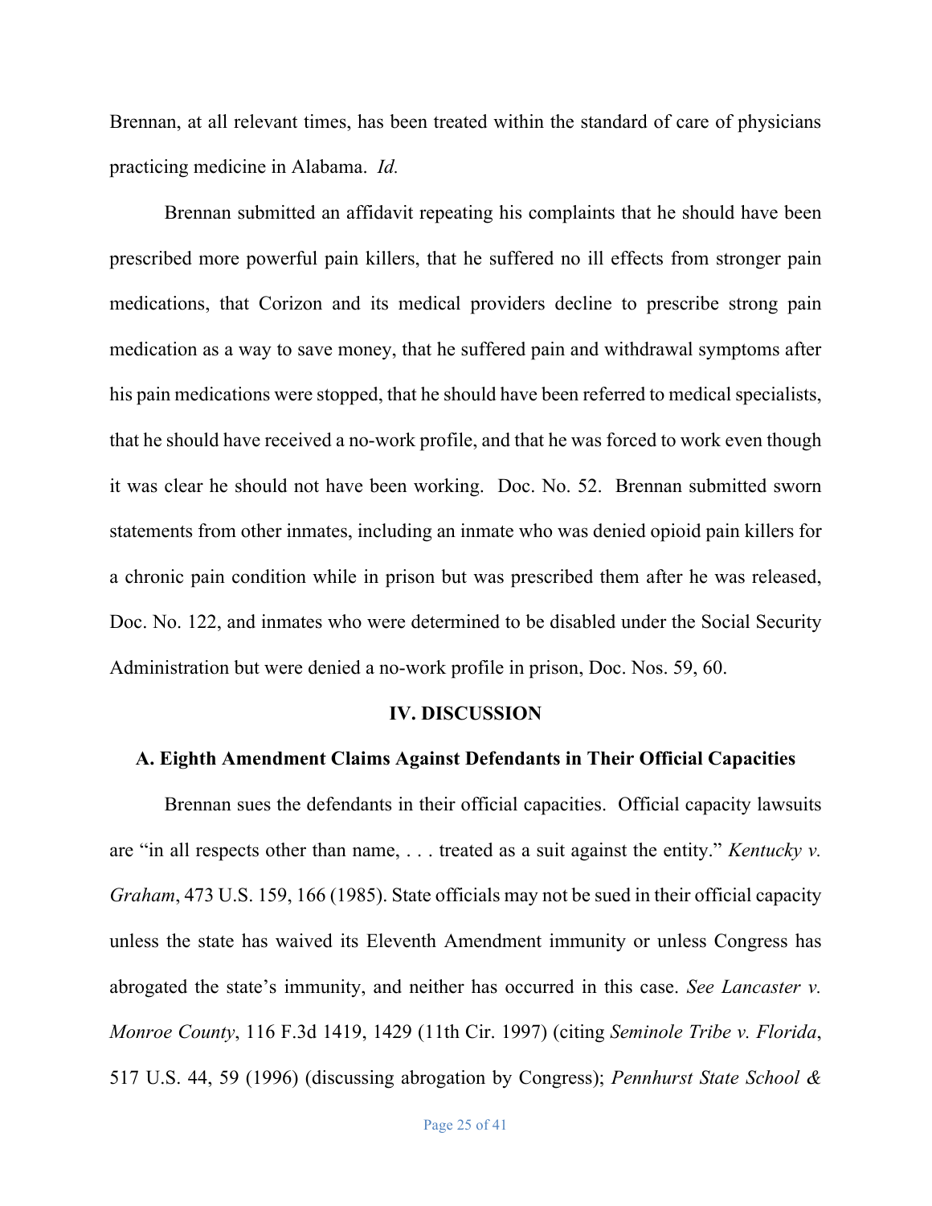Brennan, at all relevant times, has been treated within the standard of care of physicians practicing medicine in Alabama. *Id.*

Brennan submitted an affidavit repeating his complaints that he should have been prescribed more powerful pain killers, that he suffered no ill effects from stronger pain medications, that Corizon and its medical providers decline to prescribe strong pain medication as a way to save money, that he suffered pain and withdrawal symptoms after his pain medications were stopped, that he should have been referred to medical specialists, that he should have received a no-work profile, and that he was forced to work even though it was clear he should not have been working. Doc. No. 52. Brennan submitted sworn statements from other inmates, including an inmate who was denied opioid pain killers for a chronic pain condition while in prison but was prescribed them after he was released, Doc. No. 122, and inmates who were determined to be disabled under the Social Security Administration but were denied a no-work profile in prison, Doc. Nos. 59, 60.

## IV. DISCUSSION

### A. Eighth Amendment Claims Against Defendants in Their Official Capacities

Brennan sues the defendants in their official capacities. Official capacity lawsuits are "in all respects other than name, . . . treated as a suit against the entity." *Kentucky v. Graham*, 473 U.S. 159, 166 (1985). State officials may not be sued in their official capacity unless the state has waived its Eleventh Amendment immunity or unless Congress has abrogated the state's immunity, and neither has occurred in this case. *See Lancaster v. Monroe County*, 116 F.3d 1419, 1429 (11th Cir. 1997) (citing *Seminole Tribe v. Florida*, 517 U.S. 44, 59 (1996) (discussing abrogation by Congress); *Pennhurst State School &*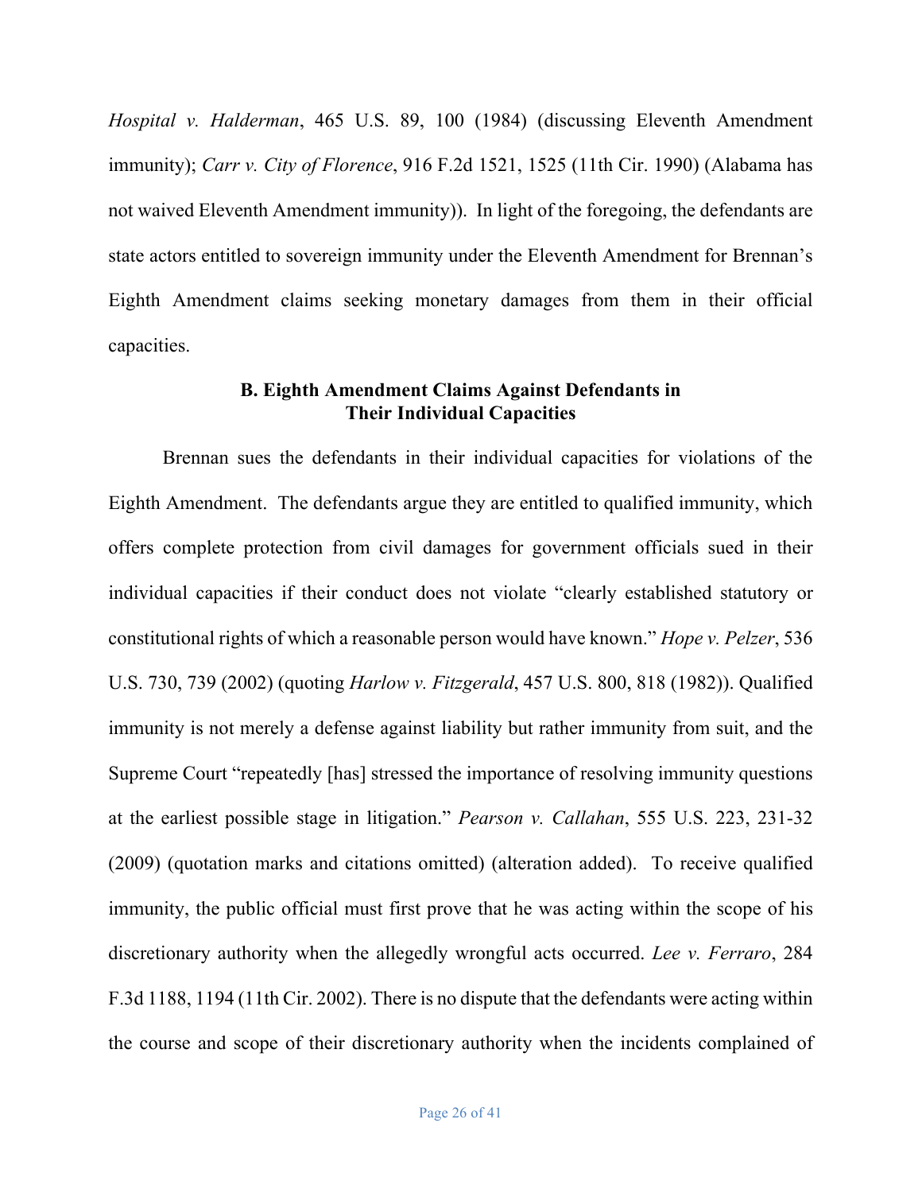*Hospital v. Halderman*, 465 U.S. 89, 100 (1984) (discussing Eleventh Amendment immunity); *Carr v. City of Florence*, 916 F.2d 1521, 1525 (11th Cir. 1990) (Alabama has not waived Eleventh Amendment immunity)). In light of the foregoing, the defendants are state actors entitled to sovereign immunity under the Eleventh Amendment for Brennan's Eighth Amendment claims seeking monetary damages from them in their official capacities.

### B. Eighth Amendment Claims Against Defendants in Their Individual Capacities

Brennan sues the defendants in their individual capacities for violations of the Eighth Amendment. The defendants argue they are entitled to qualified immunity, which offers complete protection from civil damages for government officials sued in their individual capacities if their conduct does not violate "clearly established statutory or constitutional rights of which a reasonable person would have known." *Hope v. Pelzer*, 536 U.S. 730, 739 (2002) (quoting *Harlow v. Fitzgerald*, 457 U.S. 800, 818 (1982)). Qualified immunity is not merely a defense against liability but rather immunity from suit, and the Supreme Court "repeatedly [has] stressed the importance of resolving immunity questions at the earliest possible stage in litigation." *Pearson v. Callahan*, 555 U.S. 223, 231-32 (2009) (quotation marks and citations omitted) (alteration added). To receive qualified immunity, the public official must first prove that he was acting within the scope of his discretionary authority when the allegedly wrongful acts occurred. *Lee v. Ferraro*, 284 F.3d 1188, 1194 (11th Cir. 2002). There is no dispute that the defendants were acting within the course and scope of their discretionary authority when the incidents complained of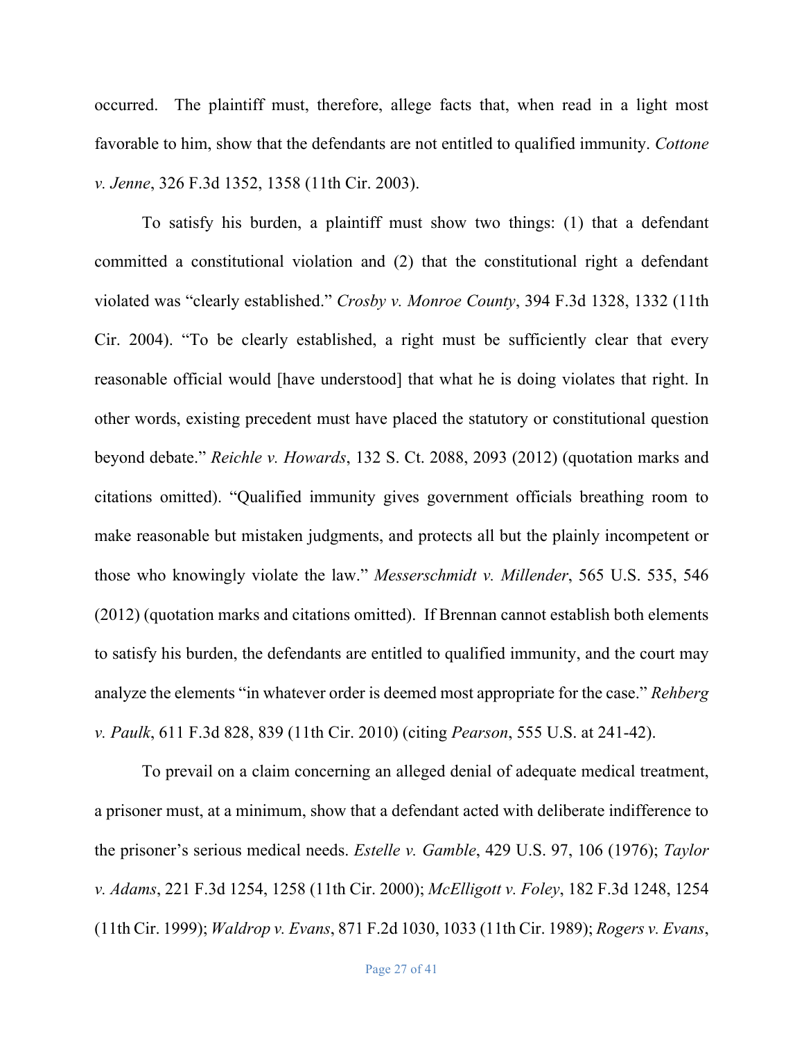occurred. The plaintiff must, therefore, allege facts that, when read in a light most favorable to him, show that the defendants are not entitled to qualified immunity. *Cottone v. Jenne*, 326 F.3d 1352, 1358 (11th Cir. 2003).

To satisfy his burden, a plaintiff must show two things: (1) that a defendant committed a constitutional violation and (2) that the constitutional right a defendant violated was "clearly established." *Crosby v. Monroe County*, 394 F.3d 1328, 1332 (11th Cir. 2004). "To be clearly established, a right must be sufficiently clear that every reasonable official would [have understood] that what he is doing violates that right. In other words, existing precedent must have placed the statutory or constitutional question beyond debate." *Reichle v. Howards*, 132 S. Ct. 2088, 2093 (2012) (quotation marks and citations omitted). "Qualified immunity gives government officials breathing room to make reasonable but mistaken judgments, and protects all but the plainly incompetent or those who knowingly violate the law." *Messerschmidt v. Millender*, 565 U.S. 535, 546 (2012) (quotation marks and citations omitted). If Brennan cannot establish both elements to satisfy his burden, the defendants are entitled to qualified immunity, and the court may analyze the elements "in whatever order is deemed most appropriate for the case." *Rehberg v. Paulk*, 611 F.3d 828, 839 (11th Cir. 2010) (citing *Pearson*, 555 U.S. at 241-42).

To prevail on a claim concerning an alleged denial of adequate medical treatment, a prisoner must, at a minimum, show that a defendant acted with deliberate indifference to the prisoner's serious medical needs. *Estelle v. Gamble*, 429 U.S. 97, 106 (1976); *Taylor v. Adams*, 221 F.3d 1254, 1258 (11th Cir. 2000); *McElligott v. Foley*, 182 F.3d 1248, 1254 (11th Cir. 1999); *Waldrop v. Evans*, 871 F.2d 1030, 1033 (11th Cir. 1989); *Rogers v. Evans*,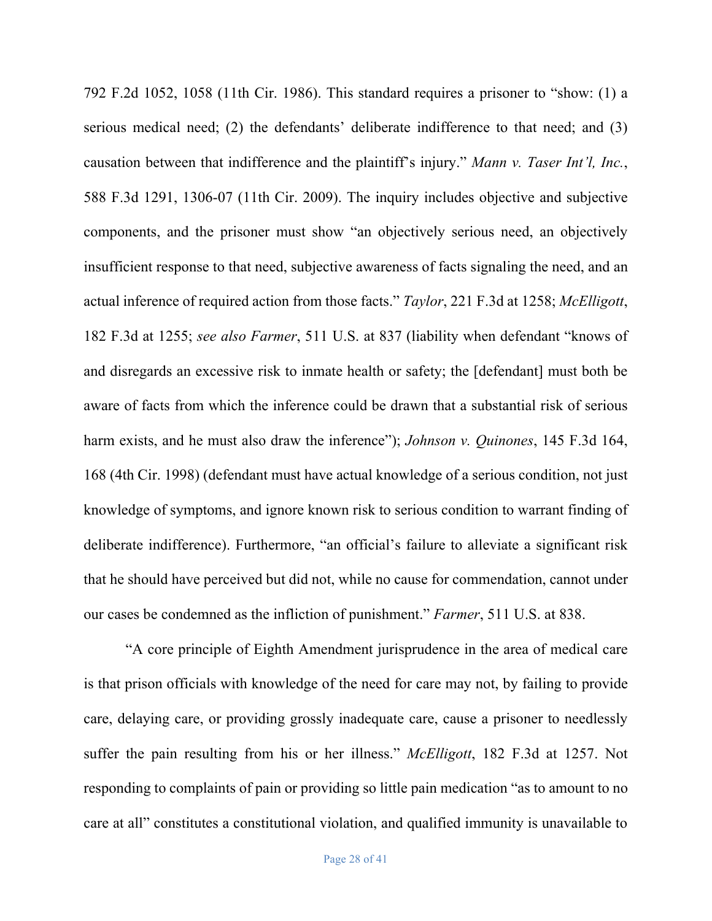792 F.2d 1052, 1058 (11th Cir. 1986). This standard requires a prisoner to "show: (1) a serious medical need; (2) the defendants' deliberate indifference to that need; and (3) causation between that indifference and the plaintiff's injury." *Mann v. Taser Int'l, Inc.*, 588 F.3d 1291, 1306-07 (11th Cir. 2009). The inquiry includes objective and subjective components, and the prisoner must show "an objectively serious need, an objectively insufficient response to that need, subjective awareness of facts signaling the need, and an actual inference of required action from those facts." *Taylor*, 221 F.3d at 1258; *McElligott*, 182 F.3d at 1255; *see also Farmer*, 511 U.S. at 837 (liability when defendant "knows of and disregards an excessive risk to inmate health or safety; the [defendant] must both be aware of facts from which the inference could be drawn that a substantial risk of serious harm exists, and he must also draw the inference"); *Johnson v. Quinones*, 145 F.3d 164, 168 (4th Cir. 1998) (defendant must have actual knowledge of a serious condition, not just knowledge of symptoms, and ignore known risk to serious condition to warrant finding of deliberate indifference). Furthermore, "an official's failure to alleviate a significant risk that he should have perceived but did not, while no cause for commendation, cannot under our cases be condemned as the infliction of punishment." *Farmer*, 511 U.S. at 838.

"A core principle of Eighth Amendment jurisprudence in the area of medical care is that prison officials with knowledge of the need for care may not, by failing to provide care, delaying care, or providing grossly inadequate care, cause a prisoner to needlessly suffer the pain resulting from his or her illness." *McElligott*, 182 F.3d at 1257. Not responding to complaints of pain or providing so little pain medication "as to amount to no care at all" constitutes a constitutional violation, and qualified immunity is unavailable to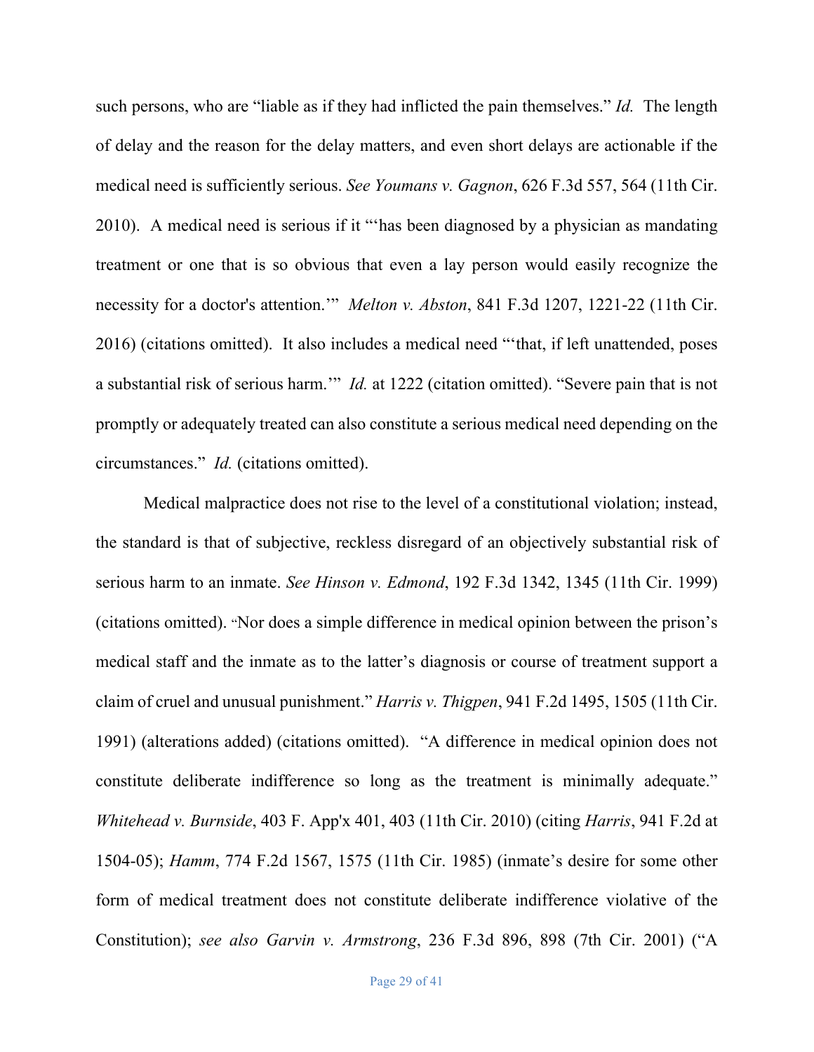such persons, who are "liable as if they had inflicted the pain themselves." *Id.* The length of delay and the reason for the delay matters, and even short delays are actionable if the medical need is sufficiently serious. *See Youmans v. Gagnon*, 626 F.3d 557, 564 (11th Cir. 2010). A medical need is serious if it "'has been diagnosed by a physician as mandating treatment or one that is so obvious that even a lay person would easily recognize the necessity for a doctor's attention.'" *Melton v. Abston*, 841 F.3d 1207, 1221-22 (11th Cir. 2016) (citations omitted). It also includes a medical need "'that, if left unattended, poses a substantial risk of serious harm.'" *Id.* at 1222 (citation omitted). "Severe pain that is not promptly or adequately treated can also constitute a serious medical need depending on the circumstances." *Id.* (citations omitted).

Medical malpractice does not rise to the level of a constitutional violation; instead, the standard is that of subjective, reckless disregard of an objectively substantial risk of serious harm to an inmate. *See Hinson v. Edmond*, 192 F.3d 1342, 1345 (11th Cir. 1999) (citations omitted). "Nor does a simple difference in medical opinion between the prison's medical staff and the inmate as to the latter's diagnosis or course of treatment support a claim of cruel and unusual punishment." *Harris v. Thigpen*, 941 F.2d 1495, 1505 (11th Cir. 1991) (alterations added) (citations omitted). "A difference in medical opinion does not constitute deliberate indifference so long as the treatment is minimally adequate." *Whitehead v. Burnside*, 403 F. App'x 401, 403 (11th Cir. 2010) (citing *Harris*, 941 F.2d at 1504-05); *Hamm*, 774 F.2d 1567, 1575 (11th Cir. 1985) (inmate's desire for some other form of medical treatment does not constitute deliberate indifference violative of the Constitution); *see also Garvin v. Armstrong*, 236 F.3d 896, 898 (7th Cir. 2001) ("A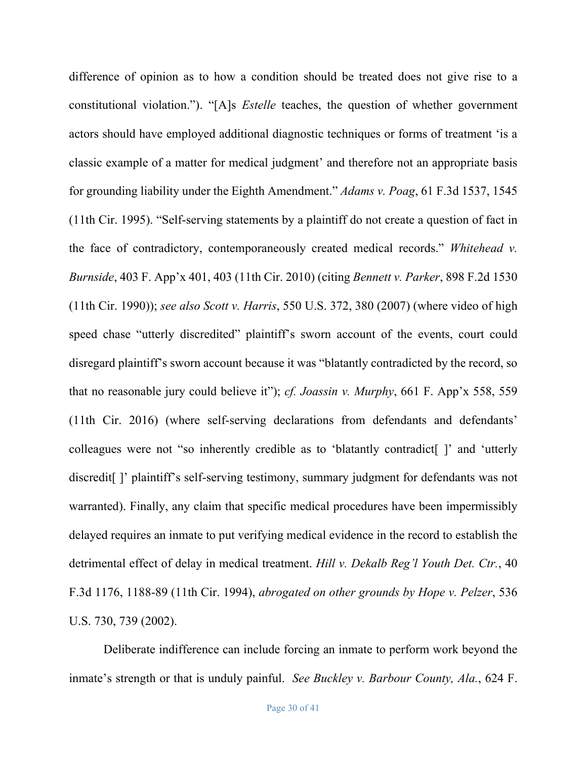difference of opinion as to how a condition should be treated does not give rise to a constitutional violation."). "[A]s *Estelle* teaches, the question of whether government actors should have employed additional diagnostic techniques or forms of treatment 'is a classic example of a matter for medical judgment' and therefore not an appropriate basis for grounding liability under the Eighth Amendment." *Adams v. Poag*, 61 F.3d 1537, 1545 (11th Cir. 1995). "Self-serving statements by a plaintiff do not create a question of fact in the face of contradictory, contemporaneously created medical records." *Whitehead v. Burnside*, 403 F. App'x 401, 403 (11th Cir. 2010) (citing *Bennett v. Parker*, 898 F.2d 1530 (11th Cir. 1990)); *see also Scott v. Harris*, 550 U.S. 372, 380 (2007) (where video of high speed chase "utterly discredited" plaintiff's sworn account of the events, court could disregard plaintiff's sworn account because it was "blatantly contradicted by the record, so that no reasonable jury could believe it"); *cf. Joassin v. Murphy*, 661 F. App'x 558, 559 (11th Cir. 2016) (where self-serving declarations from defendants and defendants' colleagues were not "so inherently credible as to 'blatantly contradict[ ]' and 'utterly discredit[ ]' plaintiff's self-serving testimony, summary judgment for defendants was not warranted). Finally, any claim that specific medical procedures have been impermissibly delayed requires an inmate to put verifying medical evidence in the record to establish the detrimental effect of delay in medical treatment. *Hill v. Dekalb Reg'l Youth Det. Ctr.*, 40 F.3d 1176, 1188-89 (11th Cir. 1994), *abrogated on other grounds by Hope v. Pelzer*, 536 U.S. 730, 739 (2002).

Deliberate indifference can include forcing an inmate to perform work beyond the inmate's strength or that is unduly painful. *See Buckley v. Barbour County, Ala.*, 624 F.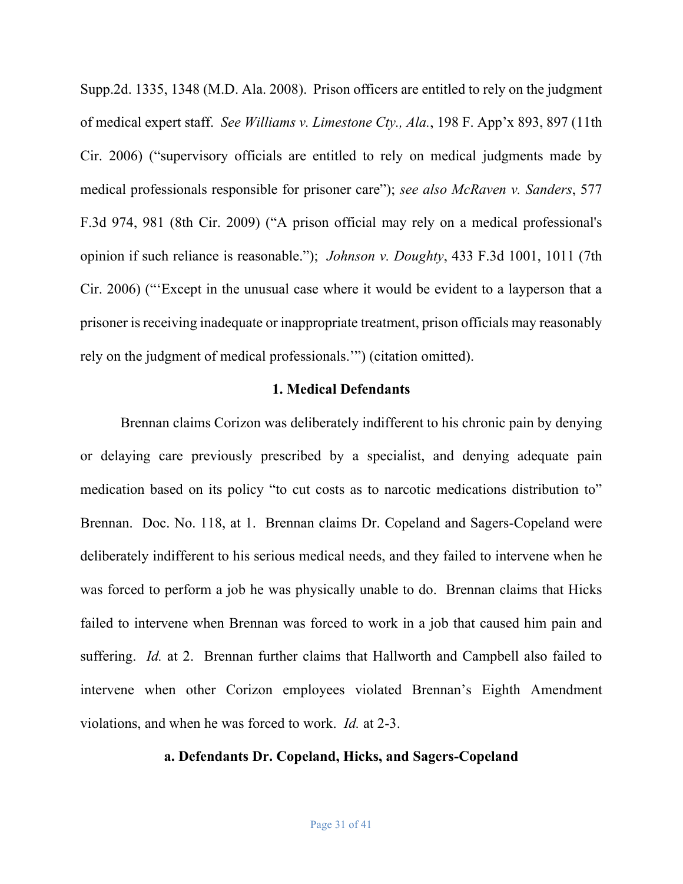Supp.2d. 1335, 1348 (M.D. Ala. 2008). Prison officers are entitled to rely on the judgment of medical expert staff. *See Williams v. Limestone Cty., Ala.*, 198 F. App'x 893, 897 (11th Cir. 2006) ("supervisory officials are entitled to rely on medical judgments made by medical professionals responsible for prisoner care"); *see also McRaven v. Sanders*, 577 F.3d 974, 981 (8th Cir. 2009) ("A prison official may rely on a medical professional's opinion if such reliance is reasonable."); *Johnson v. Doughty*, 433 F.3d 1001, 1011 (7th Cir. 2006) ("'Except in the unusual case where it would be evident to a layperson that a prisoner is receiving inadequate or inappropriate treatment, prison officials may reasonably rely on the judgment of medical professionals.'") (citation omitted).

**1. Medical Defendants**

Brennan claims Corizon was deliberately indifferent to his chronic pain by denying or delaying care previously prescribed by a specialist, and denying adequate pain medication based on its policy "to cut costs as to narcotic medications distribution to" Brennan. Doc. No. 118, at 1. Brennan claims Dr. Copeland and Sagers-Copeland were deliberately indifferent to his serious medical needs, and they failed to intervene when he was forced to perform a job he was physically unable to do. Brennan claims that Hicks failed to intervene when Brennan was forced to work in a job that caused him pain and suffering. *Id.* at 2. Brennan further claims that Hallworth and Campbell also failed to intervene when other Corizon employees violated Brennan's Eighth Amendment violations, and when he was forced to work. *Id.* at 2-3.

**a. Defendants Dr. Copeland, Hicks, and Sagers-Copeland**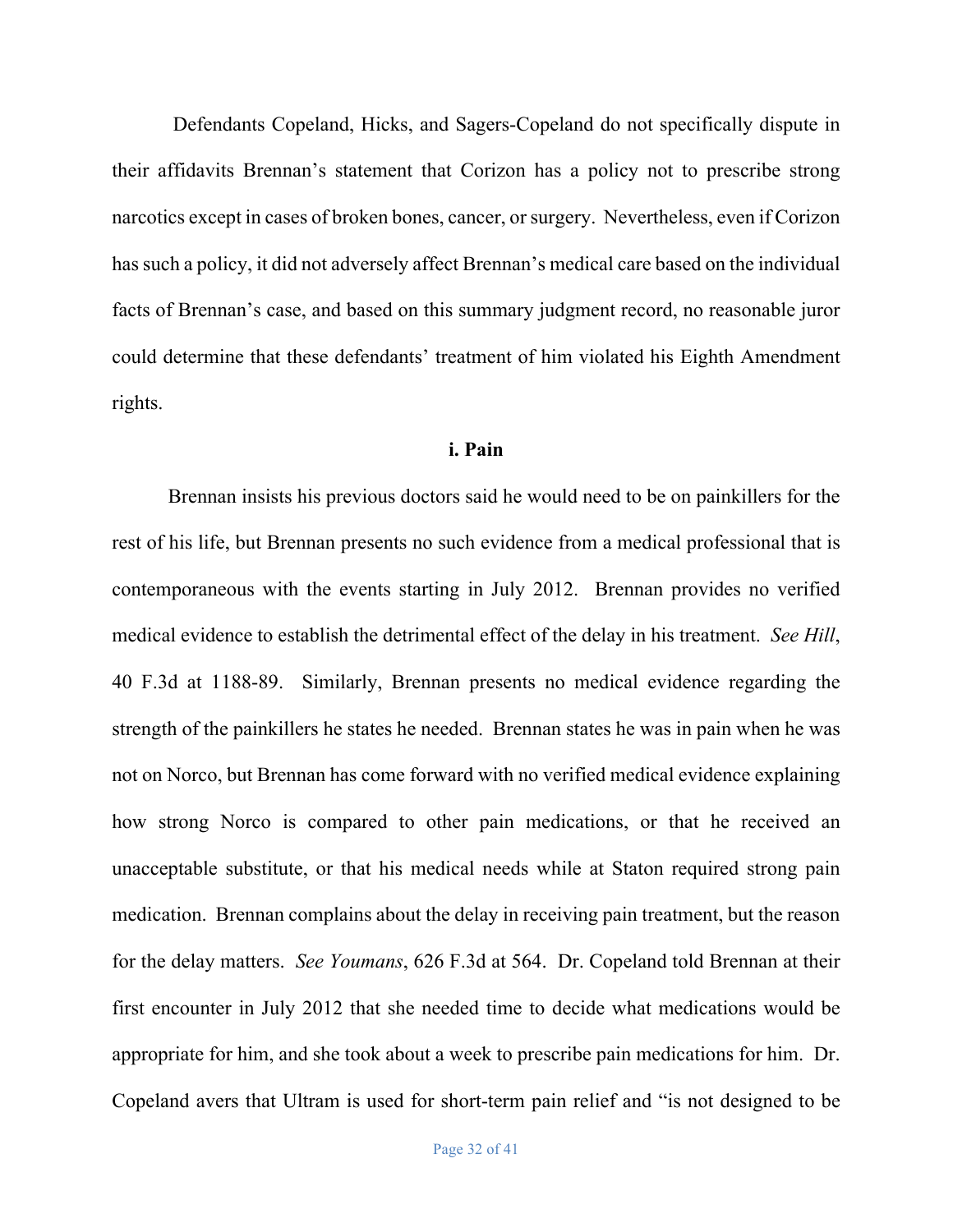Defendants Copeland, Hicks, and Sagers-Copeland do not specifically dispute in their affidavits Brennan's statement that Corizon has a policy not to prescribe strong narcotics except in cases of broken bones, cancer, or surgery. Nevertheless, even if Corizon has such a policy, it did not adversely affect Brennan's medical care based on the individual facts of Brennan's case, and based on this summary judgment record, no reasonable juror could determine that these defendants' treatment of him violated his Eighth Amendment rights.

**i. Pain**

Brennan insists his previous doctors said he would need to be on painkillers for the rest of his life, but Brennan presents no such evidence from a medical professional that is contemporaneous with the events starting in July 2012. Brennan provides no verified medical evidence to establish the detrimental effect of the delay in his treatment. *See Hill*, 40 F.3d at 1188-89. Similarly, Brennan presents no medical evidence regarding the strength of the painkillers he states he needed. Brennan states he was in pain when he was not on Norco, but Brennan has come forward with no verified medical evidence explaining how strong Norco is compared to other pain medications, or that he received an unacceptable substitute, or that his medical needs while at Staton required strong pain medication. Brennan complains about the delay in receiving pain treatment, but the reason for the delay matters. *See Youmans*, 626 F.3d at 564. Dr. Copeland told Brennan at their first encounter in July 2012 that she needed time to decide what medications would be appropriate for him, and she took about a week to prescribe pain medications for him. Dr. Copeland avers that Ultram is used for short-term pain relief and "is not designed to be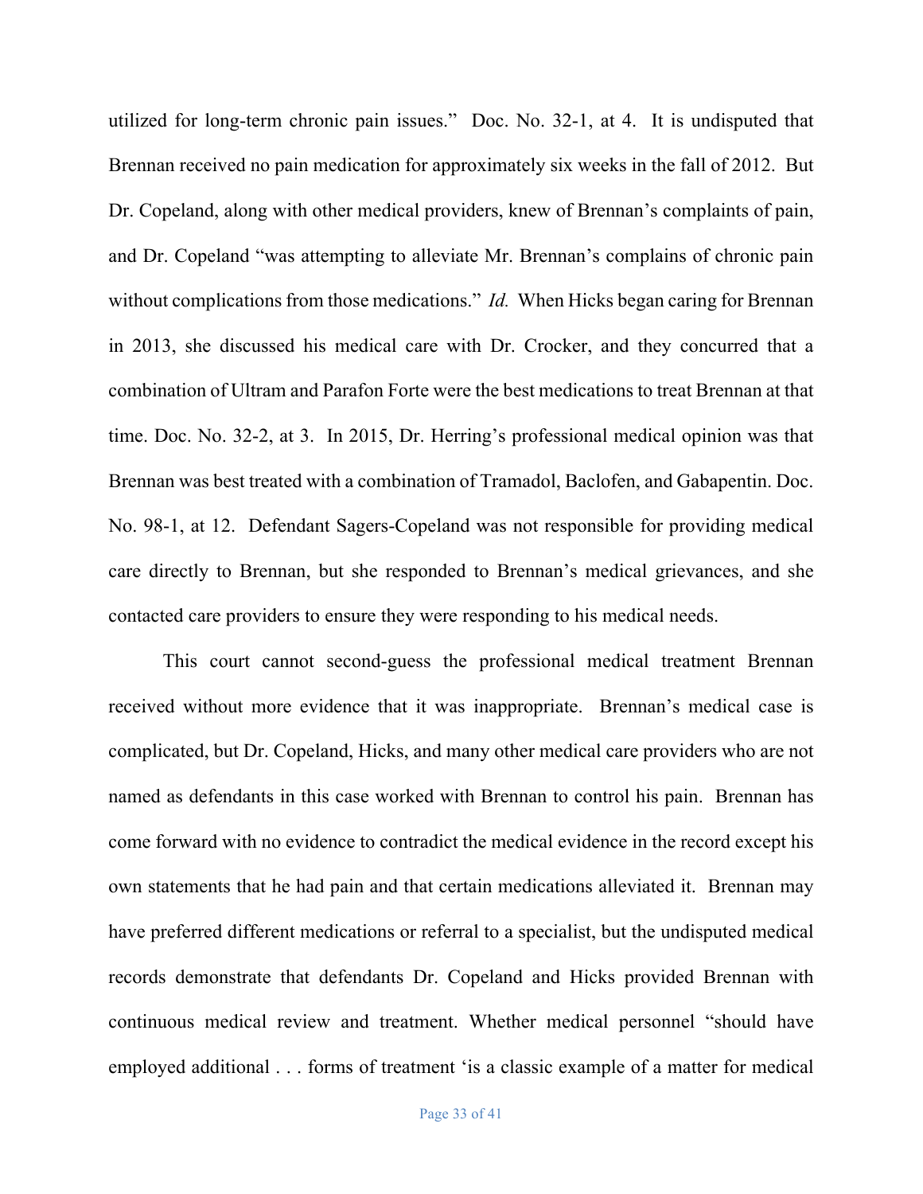utilized for long-term chronic pain issues." Doc. No. 32-1, at 4. It is undisputed that Brennan received no pain medication for approximately six weeks in the fall of 2012. But Dr. Copeland, along with other medical providers, knew of Brennan's complaints of pain, and Dr. Copeland "was attempting to alleviate Mr. Brennan's complains of chronic pain without complications from those medications." *Id.* When Hicks began caring for Brennan in 2013, she discussed his medical care with Dr. Crocker, and they concurred that a combination of Ultram and Parafon Forte were the best medications to treat Brennan at that time. Doc. No. 32-2, at 3. In 2015, Dr. Herring's professional medical opinion was that Brennan was best treated with a combination of Tramadol, Baclofen, and Gabapentin. Doc. No. 98-1, at 12. Defendant Sagers-Copeland was not responsible for providing medical care directly to Brennan, but she responded to Brennan's medical grievances, and she contacted care providers to ensure they were responding to his medical needs.

This court cannot second-guess the professional medical treatment Brennan received without more evidence that it was inappropriate. Brennan's medical case is complicated, but Dr. Copeland, Hicks, and many other medical care providers who are not named as defendants in this case worked with Brennan to control his pain. Brennan has come forward with no evidence to contradict the medical evidence in the record except his own statements that he had pain and that certain medications alleviated it. Brennan may have preferred different medications or referral to a specialist, but the undisputed medical records demonstrate that defendants Dr. Copeland and Hicks provided Brennan with continuous medical review and treatment. Whether medical personnel "should have employed additional . . . forms of treatment 'is a classic example of a matter for medical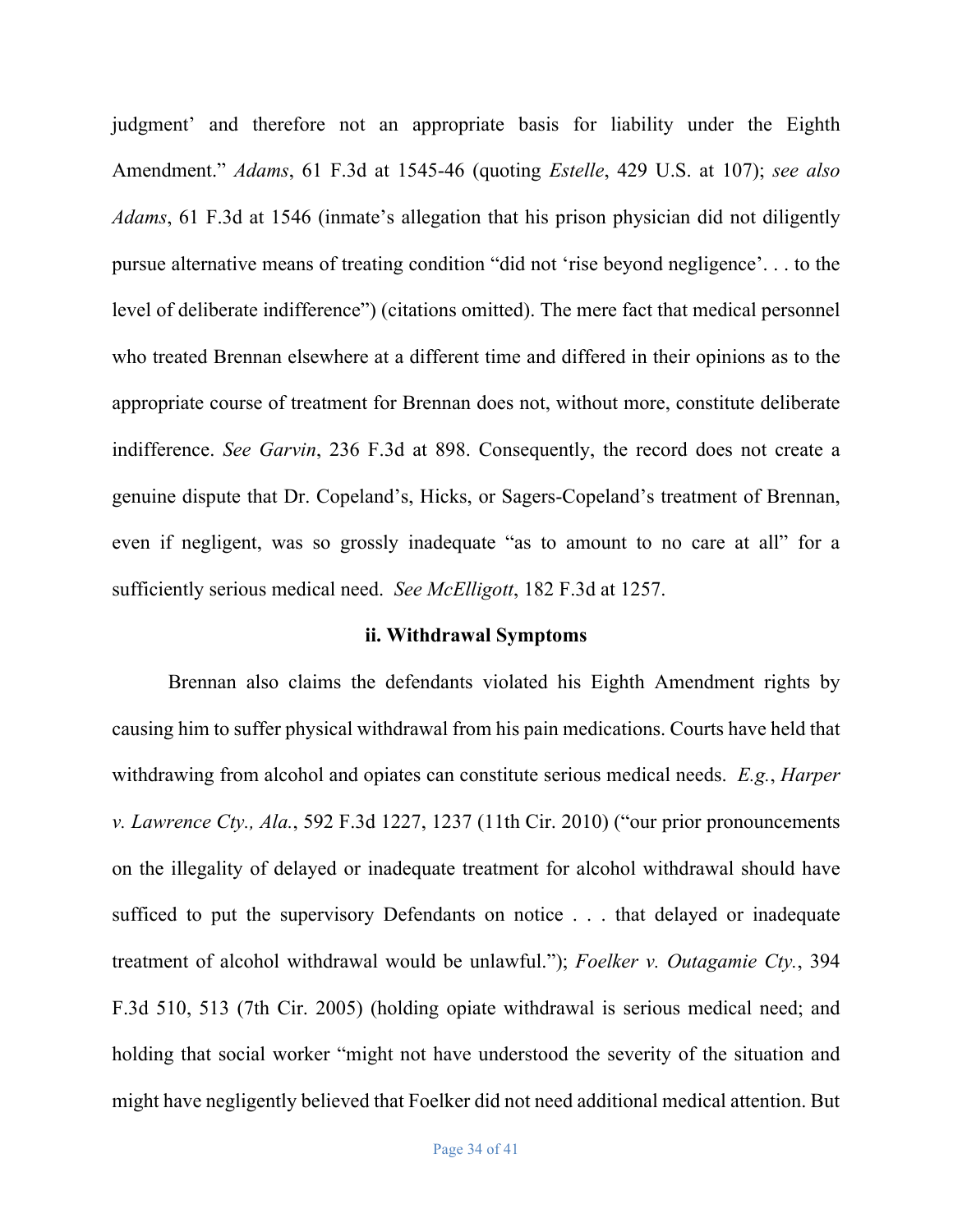judgment' and therefore not an appropriate basis for liability under the Eighth Amendment." *Adams*, 61 F.3d at 1545-46 (quoting *Estelle*, 429 U.S. at 107); *see also Adams*, 61 F.3d at 1546 (inmate's allegation that his prison physician did not diligently pursue alternative means of treating condition "did not 'rise beyond negligence'. . . to the level of deliberate indifference") (citations omitted). The mere fact that medical personnel who treated Brennan elsewhere at a different time and differed in their opinions as to the appropriate course of treatment for Brennan does not, without more, constitute deliberate indifference. *See Garvin*, 236 F.3d at 898. Consequently, the record does not create a genuine dispute that Dr. Copeland's, Hicks, or Sagers-Copeland's treatment of Brennan, even if negligent, was so grossly inadequate "as to amount to no care at all" for a sufficiently serious medical need. *See McElligott*, 182 F.3d at 1257.

### ii. Withdrawal Symptoms

Brennan also claims the defendants violated his Eighth Amendment rights by causing him to suffer physical withdrawal from his pain medications. Courts have held that withdrawing from alcohol and opiates can constitute serious medical needs. *E.g.*, *Harper v. Lawrence Cty., Ala.*, 592 F.3d 1227, 1237 (11th Cir. 2010) ("our prior pronouncements on the illegality of delayed or inadequate treatment for alcohol withdrawal should have sufficed to put the supervisory Defendants on notice . . . that delayed or inadequate treatment of alcohol withdrawal would be unlawful."); *Foelker v. Outagamie Cty.*, 394 F.3d 510, 513 (7th Cir. 2005) (holding opiate withdrawal is serious medical need; and holding that social worker "might not have understood the severity of the situation and might have negligently believed that Foelker did not need additional medical attention. But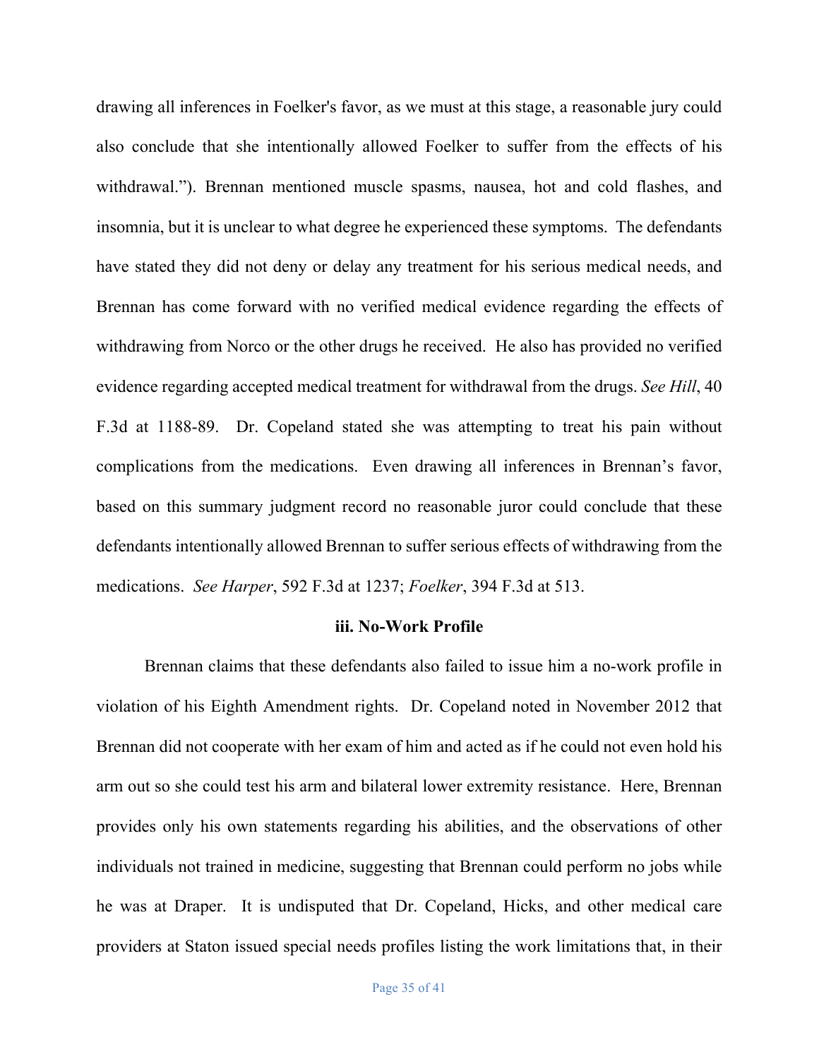drawing all inferences in Foelker's favor, as we must at this stage, a reasonable jury could also conclude that she intentionally allowed Foelker to suffer from the effects of his withdrawal."). Brennan mentioned muscle spasms, nausea, hot and cold flashes, and insomnia, but it is unclear to what degree he experienced these symptoms. The defendants have stated they did not deny or delay any treatment for his serious medical needs, and Brennan has come forward with no verified medical evidence regarding the effects of withdrawing from Norco or the other drugs he received. He also has provided no verified evidence regarding accepted medical treatment for withdrawal from the drugs. *See Hill*, 40 F.3d at 1188-89. Dr. Copeland stated she was attempting to treat his pain without complications from the medications. Even drawing all inferences in Brennan's favor, based on this summary judgment record no reasonable juror could conclude that these defendants intentionally allowed Brennan to suffer serious effects of withdrawing from the medications. *See Harper*, 592 F.3d at 1237; *Foelker*, 394 F.3d at 513.

**iii. No-Work Profile**

Brennan claims that these defendants also failed to issue him a no-work profile in violation of his Eighth Amendment rights. Dr. Copeland noted in November 2012 that Brennan did not cooperate with her exam of him and acted as if he could not even hold his arm out so she could test his arm and bilateral lower extremity resistance. Here, Brennan provides only his own statements regarding his abilities, and the observations of other individuals not trained in medicine, suggesting that Brennan could perform no jobs while he was at Draper. It is undisputed that Dr. Copeland, Hicks, and other medical care providers at Staton issued special needs profiles listing the work limitations that, in their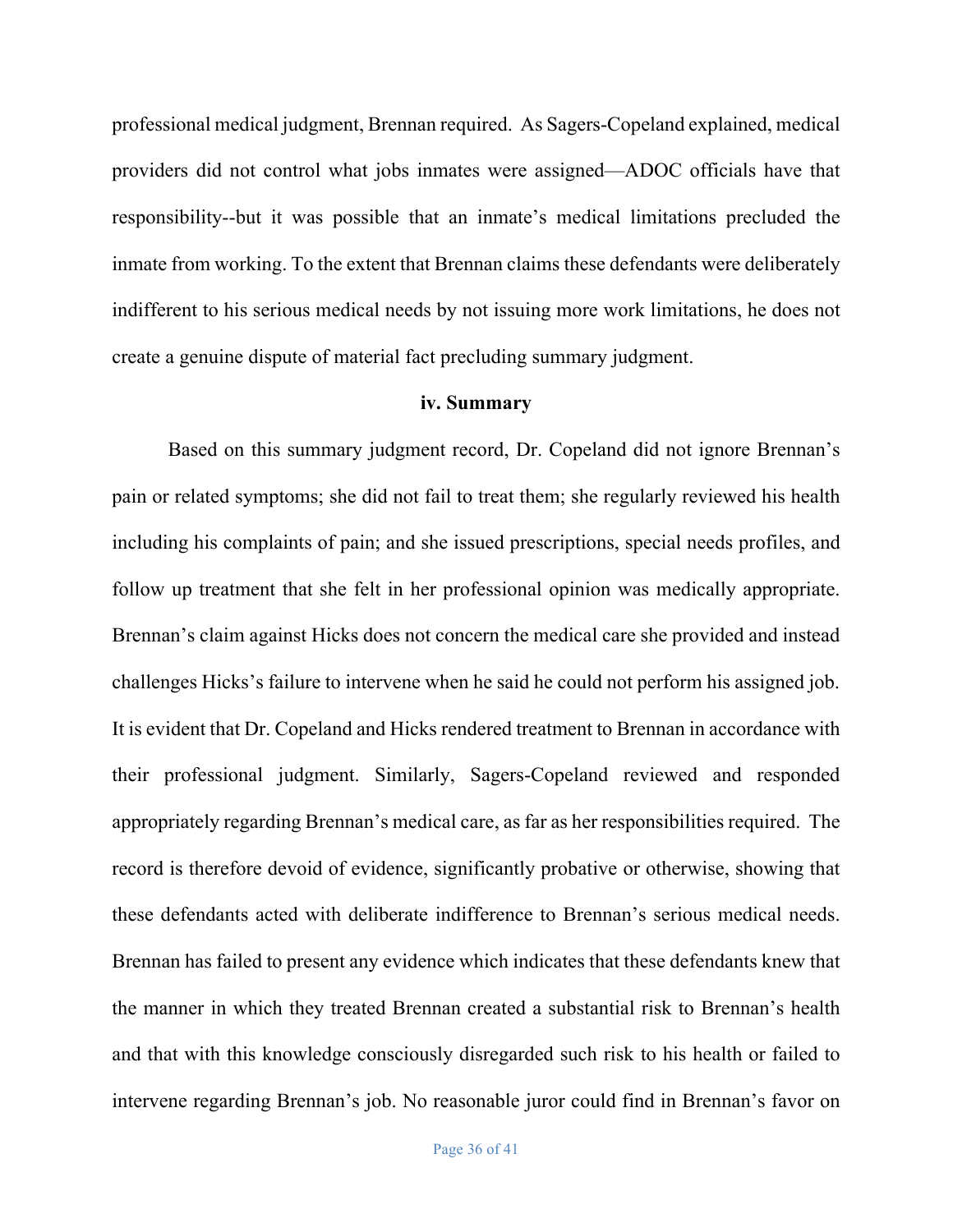professional medical judgment, Brennan required. As Sagers-Copeland explained, medical providers did not control what jobs inmates were assigned—ADOC officials have that responsibility--but it was possible that an inmate's medical limitations precluded the inmate from working. To the extent that Brennan claims these defendants were deliberately indifferent to his serious medical needs by not issuing more work limitations, he does not create a genuine dispute of material fact precluding summary judgment.

**iv. Summary**

Based on this summary judgment record, Dr. Copeland did not ignore Brennan's pain or related symptoms; she did not fail to treat them; she regularly reviewed his health including his complaints of pain; and she issued prescriptions, special needs profiles, and follow up treatment that she felt in her professional opinion was medically appropriate. Brennan's claim against Hicks does not concern the medical care she provided and instead challenges Hicks's failure to intervene when he said he could not perform his assigned job. It is evident that Dr. Copeland and Hicks rendered treatment to Brennan in accordance with their professional judgment. Similarly, Sagers-Copeland reviewed and responded appropriately regarding Brennan's medical care, as far as her responsibilities required. The record is therefore devoid of evidence, significantly probative or otherwise, showing that these defendants acted with deliberate indifference to Brennan's serious medical needs. Brennan has failed to present any evidence which indicates that these defendants knew that the manner in which they treated Brennan created a substantial risk to Brennan's health and that with this knowledge consciously disregarded such risk to his health or failed to intervene regarding Brennan's job. No reasonable juror could find in Brennan's favor on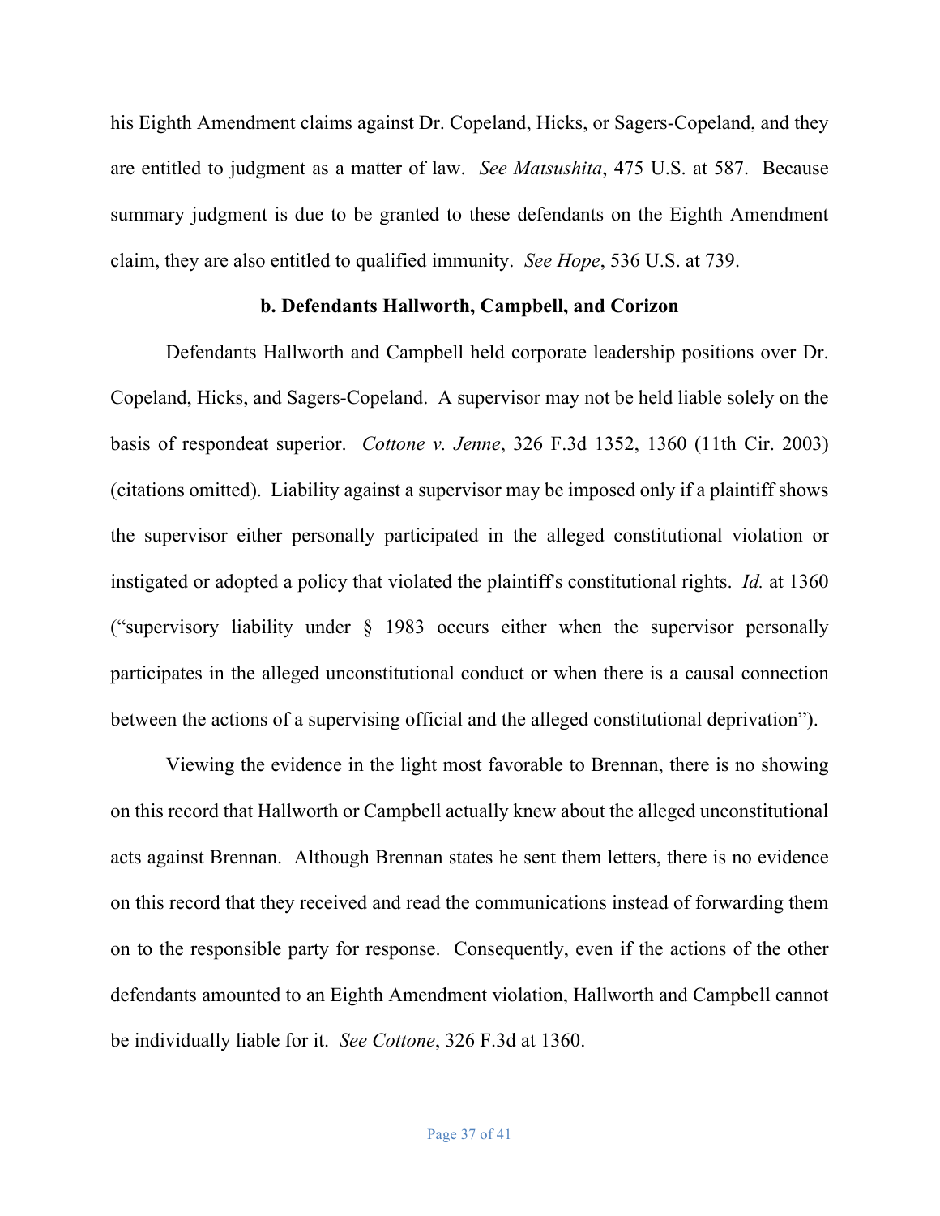his Eighth Amendment claims against Dr. Copeland, Hicks, or Sagers-Copeland, and they are entitled to judgment as a matter of law. *See Matsushita*, 475 U.S. at 587. Because summary judgment is due to be granted to these defendants on the Eighth Amendment claim, they are also entitled to qualified immunity. *See Hope*, 536 U.S. at 739.

### b. Defendants Hallworth, Campbell, and Corizon

Defendants Hallworth and Campbell held corporate leadership positions over Dr. Copeland, Hicks, and Sagers-Copeland. A supervisor may not be held liable solely on the basis of respondeat superior. *Cottone v. Jenne*, 326 F.3d 1352, 1360 (11th Cir. 2003) (citations omitted). Liability against a supervisor may be imposed only if a plaintiff shows the supervisor either personally participated in the alleged constitutional violation or instigated or adopted a policy that violated the plaintiff's constitutional rights. *Id.* at 1360 ("supervisory liability under § 1983 occurs either when the supervisor personally participates in the alleged unconstitutional conduct or when there is a causal connection between the actions of a supervising official and the alleged constitutional deprivation").

Viewing the evidence in the light most favorable to Brennan, there is no showing on this record that Hallworth or Campbell actually knew about the alleged unconstitutional acts against Brennan. Although Brennan states he sent them letters, there is no evidence on this record that they received and read the communications instead of forwarding them on to the responsible party for response. Consequently, even if the actions of the other defendants amounted to an Eighth Amendment violation, Hallworth and Campbell cannot be individually liable for it. *See Cottone*, 326 F.3d at 1360.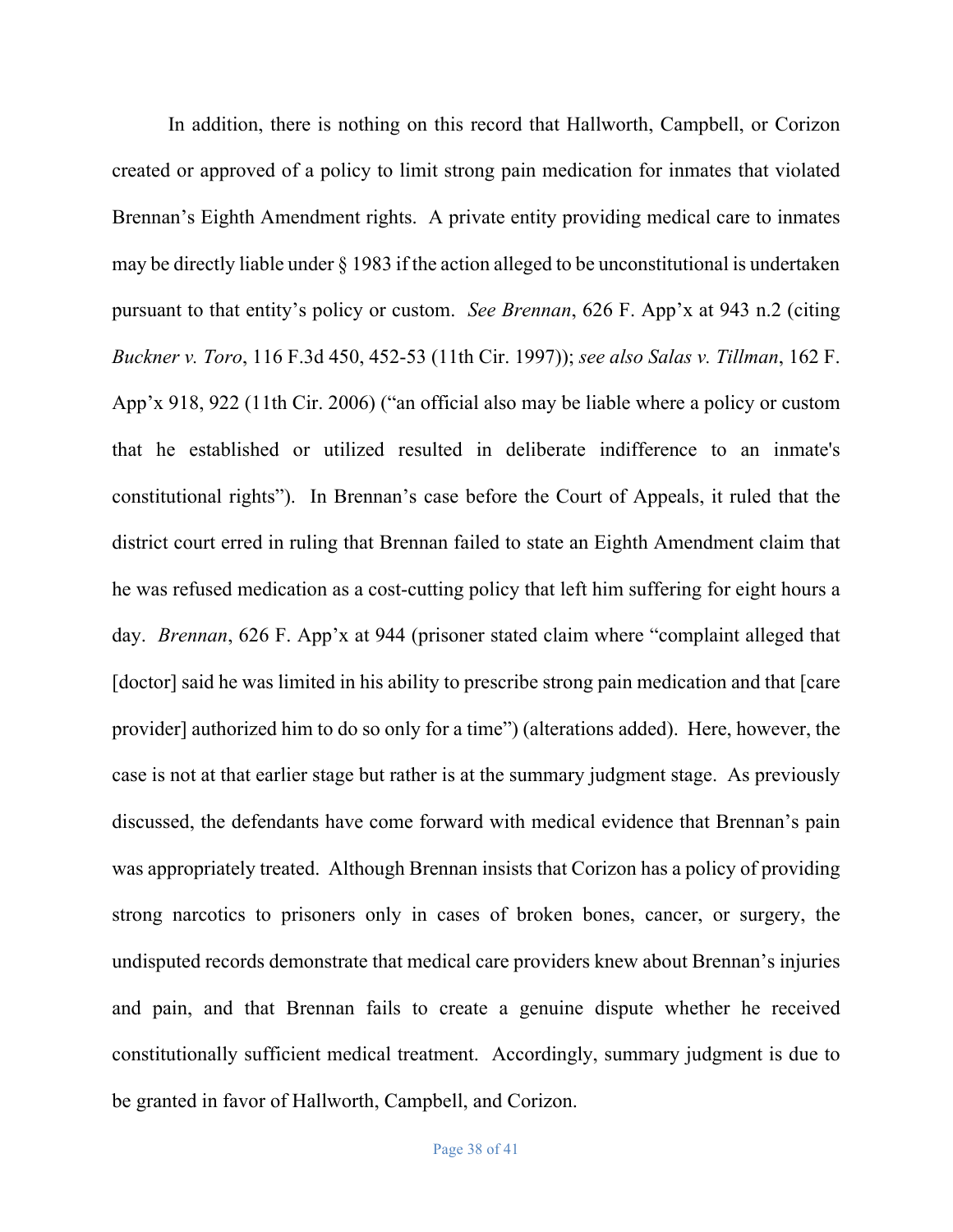In addition, there is nothing on this record that Hallworth, Campbell, or Corizon created or approved of a policy to limit strong pain medication for inmates that violated Brennan's Eighth Amendment rights. A private entity providing medical care to inmates may be directly liable under § 1983 if the action alleged to be unconstitutional is undertaken pursuant to that entity's policy or custom. *See Brennan*, 626 F. App'x at 943 n.2 (citing *Buckner v. Toro*, 116 F.3d 450, 452-53 (11th Cir. 1997)); *see also Salas v. Tillman*, 162 F. App'x 918, 922 (11th Cir. 2006) ("an official also may be liable where a policy or custom that he established or utilized resulted in deliberate indifference to an inmate's constitutional rights"). In Brennan's case before the Court of Appeals, it ruled that the district court erred in ruling that Brennan failed to state an Eighth Amendment claim that he was refused medication as a cost-cutting policy that left him suffering for eight hours a day. *Brennan*, 626 F. App'x at 944 (prisoner stated claim where "complaint alleged that [doctor] said he was limited in his ability to prescribe strong pain medication and that [care provider] authorized him to do so only for a time") (alterations added). Here, however, the case is not at that earlier stage but rather is at the summary judgment stage. As previously discussed, the defendants have come forward with medical evidence that Brennan's pain was appropriately treated. Although Brennan insists that Corizon has a policy of providing strong narcotics to prisoners only in cases of broken bones, cancer, or surgery, the undisputed records demonstrate that medical care providers knew about Brennan's injuries and pain, and that Brennan fails to create a genuine dispute whether he received constitutionally sufficient medical treatment. Accordingly, summary judgment is due to be granted in favor of Hallworth, Campbell, and Corizon.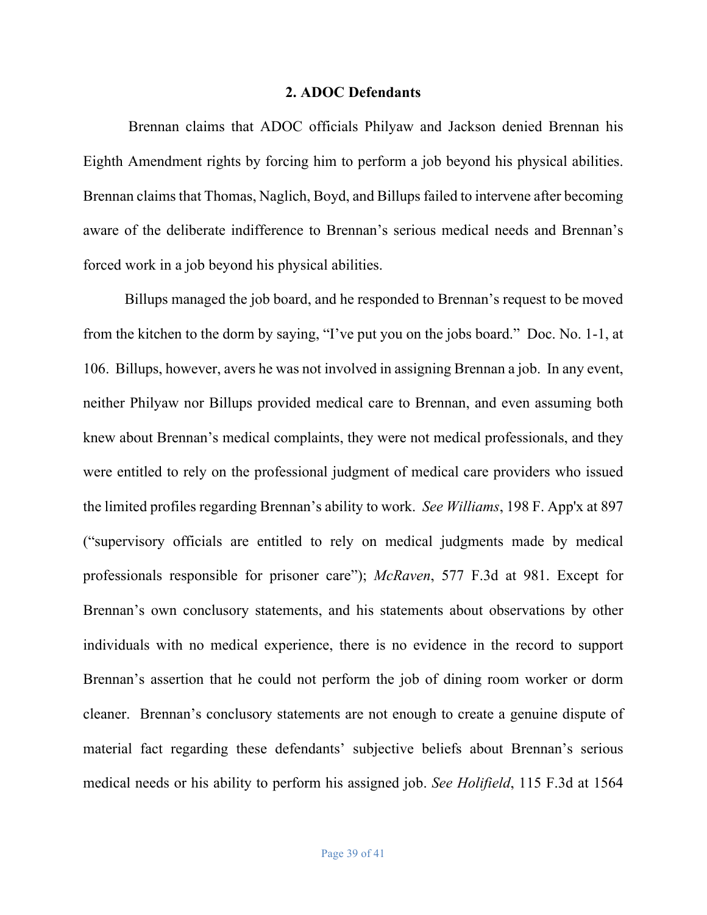### 2. ADOC Defendants

Brennan claims that ADOC officials Philyaw and Jackson denied Brennan his Eighth Amendment rights by forcing him to perform a job beyond his physical abilities. Brennan claims that Thomas, Naglich, Boyd, and Billups failed to intervene after becoming aware of the deliberate indifference to Brennan's serious medical needs and Brennan's forced work in a job beyond his physical abilities.

Billups managed the job board, and he responded to Brennan's request to be moved from the kitchen to the dorm by saying, "I've put you on the jobs board." Doc. No. 1-1, at 106. Billups, however, avers he was not involved in assigning Brennan a job. In any event, neither Philyaw nor Billups provided medical care to Brennan, and even assuming both knew about Brennan's medical complaints, they were not medical professionals, and they were entitled to rely on the professional judgment of medical care providers who issued the limited profiles regarding Brennan's ability to work. *See Williams*, 198 F. App'x at 897 ("supervisory officials are entitled to rely on medical judgments made by medical professionals responsible for prisoner care"); *McRaven*, 577 F.3d at 981. Except for Brennan's own conclusory statements, and his statements about observations by other individuals with no medical experience, there is no evidence in the record to support Brennan's assertion that he could not perform the job of dining room worker or dorm cleaner. Brennan's conclusory statements are not enough to create a genuine dispute of material fact regarding these defendants' subjective beliefs about Brennan's serious medical needs or his ability to perform his assigned job. *See Holifield*, 115 F.3d at 1564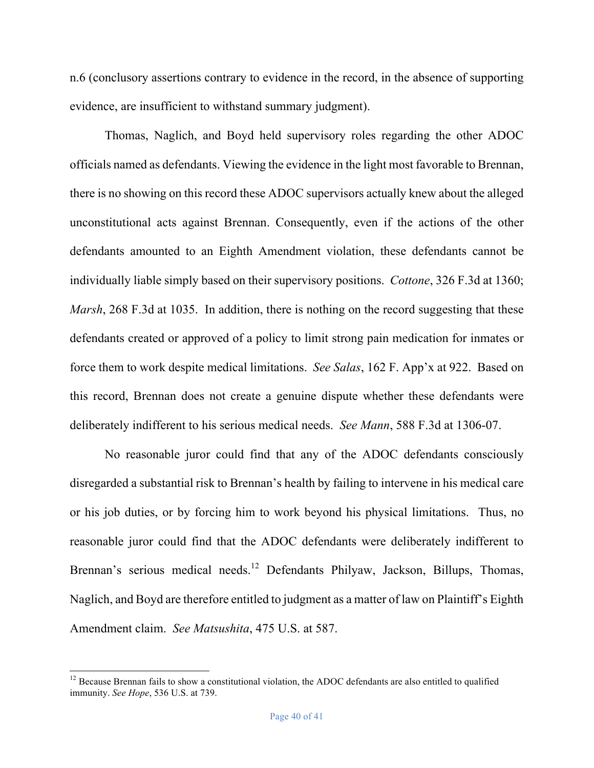n.6 (conclusory assertions contrary to evidence in the record, in the absence of supporting evidence, are insufficient to withstand summary judgment).

Thomas, Naglich, and Boyd held supervisory roles regarding the other ADOC officials named as defendants. Viewing the evidence in the light most favorable to Brennan, there is no showing on this record these ADOC supervisors actually knew about the alleged unconstitutional acts against Brennan. Consequently, even if the actions of the other defendants amounted to an Eighth Amendment violation, these defendants cannot be individually liable simply based on their supervisory positions. *Cottone*, 326 F.3d at 1360; *Marsh*, 268 F.3d at 1035. In addition, there is nothing on the record suggesting that these defendants created or approved of a policy to limit strong pain medication for inmates or force them to work despite medical limitations. *See Salas*, 162 F. App'x at 922. Based on this record, Brennan does not create a genuine dispute whether these defendants were deliberately indifferent to his serious medical needs. *See Mann*, 588 F.3d at 1306-07.

No reasonable juror could find that any of the ADOC defendants consciously disregarded a substantial risk to Brennan's health by failing to intervene in his medical care or his job duties, or by forcing him to work beyond his physical limitations. Thus, no reasonable juror could find that the ADOC defendants were deliberately indifferent to Brennan's serious medical needs.[12] Defendants Philyaw, Jackson, Billups, Thomas, Naglich, and Boyd are therefore entitled to judgment as a matter of law on Plaintiff's Eighth Amendment claim. *See Matsushita*, 475 U.S. at 587.

---

[12] Because Brennan fails to show a constitutional violation, the ADOC defendants are also entitled to qualified immunity. *See Hope*, 536 U.S. at 739.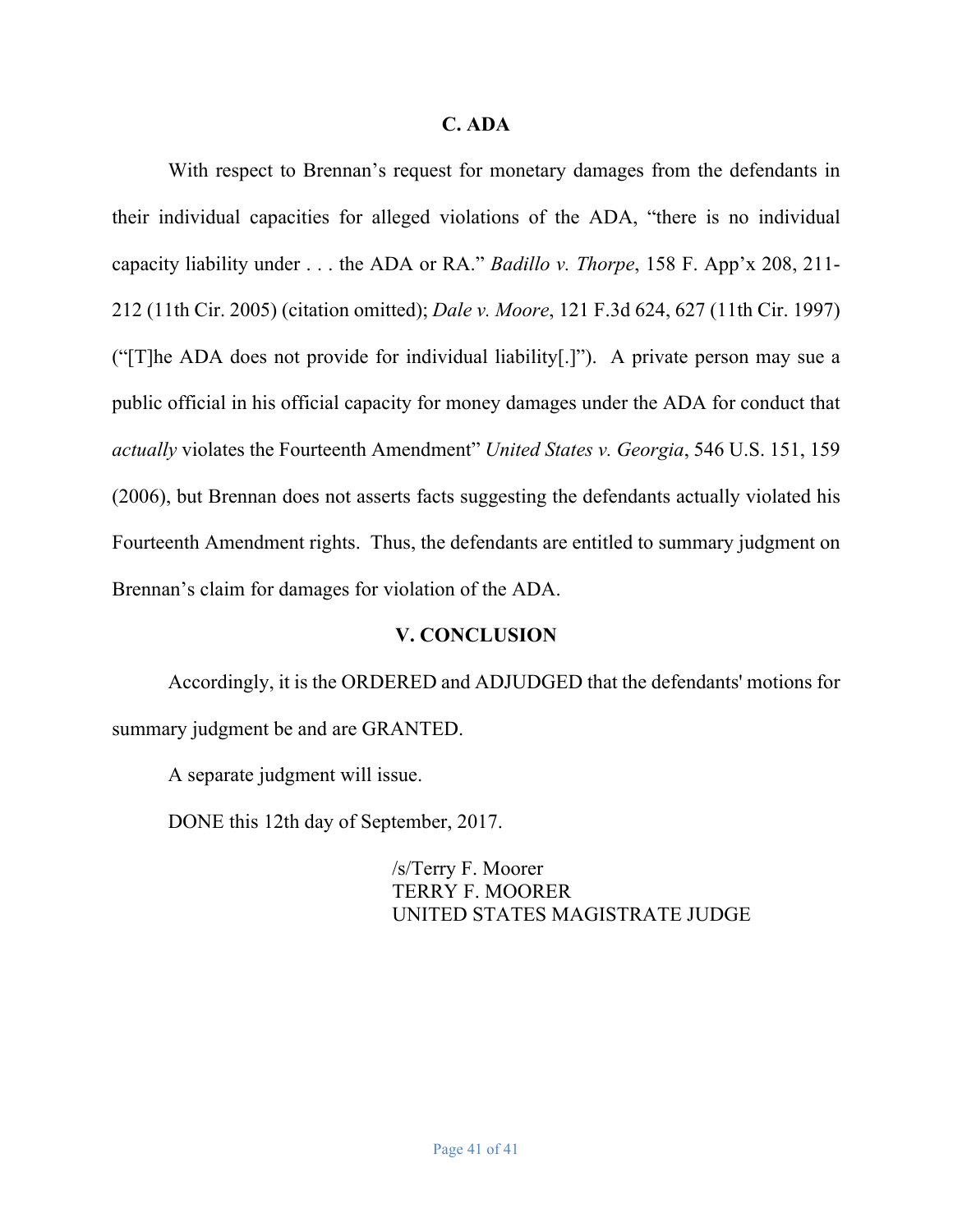### C. ADA

With respect to Brennan's request for monetary damages from the defendants in their individual capacities for alleged violations of the ADA, "there is no individual capacity liability under . . . the ADA or RA." *Badillo v. Thorpe*, 158 F. App'x 208, 211-212 (11th Cir. 2005) (citation omitted); *Dale v. Moore*, 121 F.3d 624, 627 (11th Cir. 1997) ("[T]he ADA does not provide for individual liability[.]"). A private person may sue a public official in his official capacity for money damages under the ADA for conduct that *actually* violates the Fourteenth Amendment" *United States v. Georgia*, 546 U.S. 151, 159 (2006), but Brennan does not asserts facts suggesting the defendants actually violated his Fourteenth Amendment rights. Thus, the defendants are entitled to summary judgment on Brennan's claim for damages for violation of the ADA.

## V. CONCLUSION

Accordingly, it is the ORDERED and ADJUDGED that the defendants' motions for summary judgment be and are GRANTED.

A separate judgment will issue.

DONE this 12th day of September, 2017.

/s/Terry F. Moorer
TERRY F. MOORER
UNITED STATES MAGISTRATE JUDGE